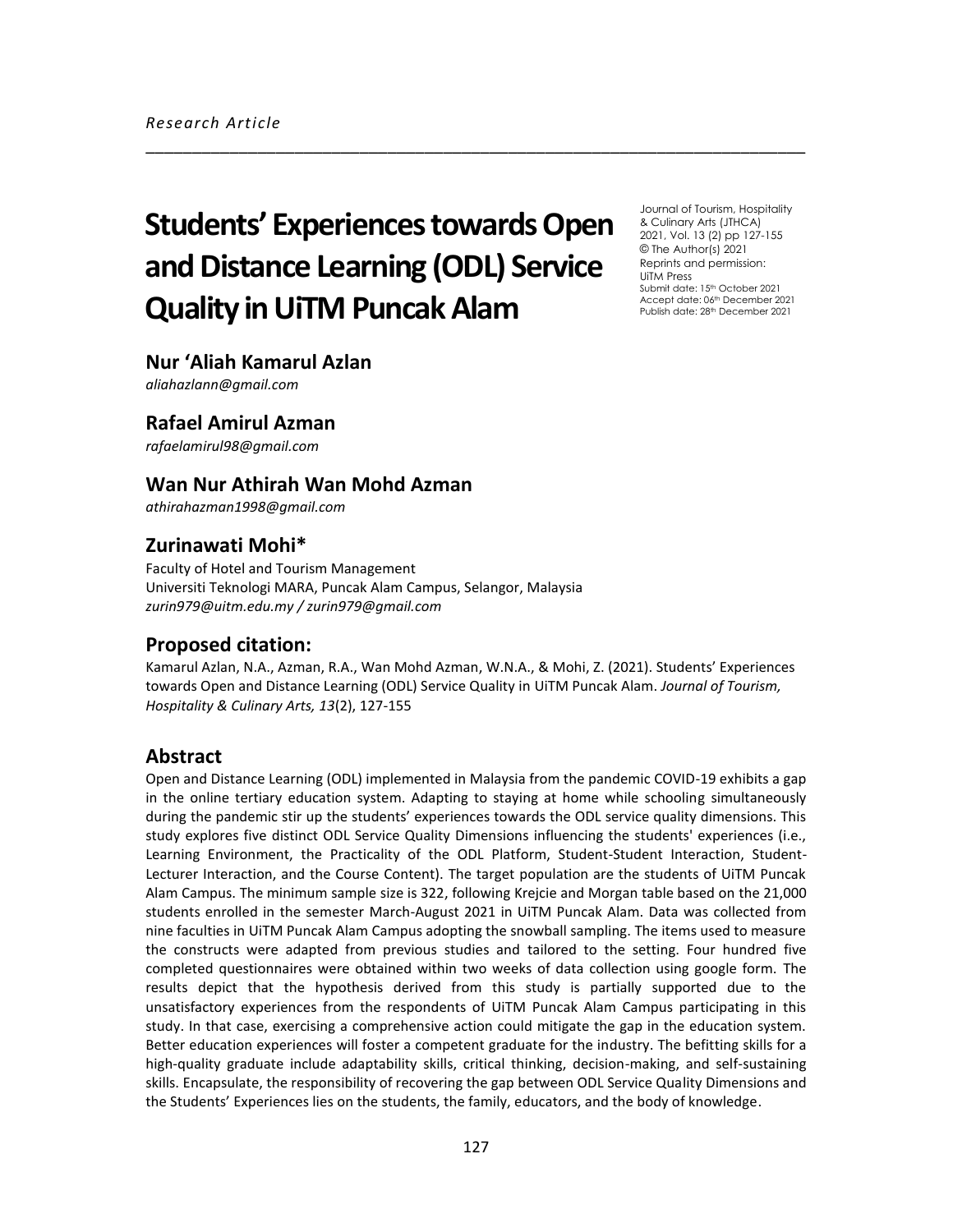*Research Article*

# Students' Experiences towards Open and Distance Learning (ODL) Service Quality in UiTM Puncak Alam

Journal of Tourism, Hospitality & Culinary Arts (JTHCA)
2021, Vol. 13 (2) pp 127-155
© The Author(s) 2021
Reprints and permission: UiTM Press
Submit date: 15th October 2021
Accept date: 06th December 2021
Publish date: 28th December 2021

### Nur 'Aliah Kamarul Azlan

*aliahazlann@gmail.com*

### Rafael Amirul Azman

*rafaelamirul98@gmail.com*

### Wan Nur Athirah Wan Mohd Azman

*athirahazman1998@gmail.com*

### Zurinawati Mohi*

Faculty of Hotel and Tourism Management
Universiti Teknologi MARA, Puncak Alam Campus, Selangor, Malaysia
*zurin979@uitm.edu.my / zurin979@gmail.com*

## Proposed citation:

Kamarul Azlan, N.A., Azman, R.A., Wan Mohd Azman, W.N.A., & Mohi, Z. (2021). Students' Experiences towards Open and Distance Learning (ODL) Service Quality in UiTM Puncak Alam. *Journal of Tourism, Hospitality & Culinary Arts, 13*(2), 127-155

## Abstract

Open and Distance Learning (ODL) implemented in Malaysia from the pandemic COVID-19 exhibits a gap in the online tertiary education system. Adapting to staying at home while schooling simultaneously during the pandemic stir up the students' experiences towards the ODL service quality dimensions. This study explores five distinct ODL Service Quality Dimensions influencing the students' experiences (i.e., Learning Environment, the Practicality of the ODL Platform, Student-Student Interaction, Student-Lecturer Interaction, and the Course Content). The target population are the students of UiTM Puncak Alam Campus. The minimum sample size is 322, following Krejcie and Morgan table based on the 21,000 students enrolled in the semester March-August 2021 in UiTM Puncak Alam. Data was collected from nine faculties in UiTM Puncak Alam Campus adopting the snowball sampling. The items used to measure the constructs were adapted from previous studies and tailored to the setting. Four hundred five completed questionnaires were obtained within two weeks of data collection using google form. The results depict that the hypothesis derived from this study is partially supported due to the unsatisfactory experiences from the respondents of UiTM Puncak Alam Campus participating in this study. In that case, exercising a comprehensive action could mitigate the gap in the education system. Better education experiences will foster a competent graduate for the industry. The befitting skills for a high-quality graduate include adaptability skills, critical thinking, decision-making, and self-sustaining skills. Encapsulate, the responsibility of recovering the gap between ODL Service Quality Dimensions and the Students' Experiences lies on the students, the family, educators, and the body of knowledge.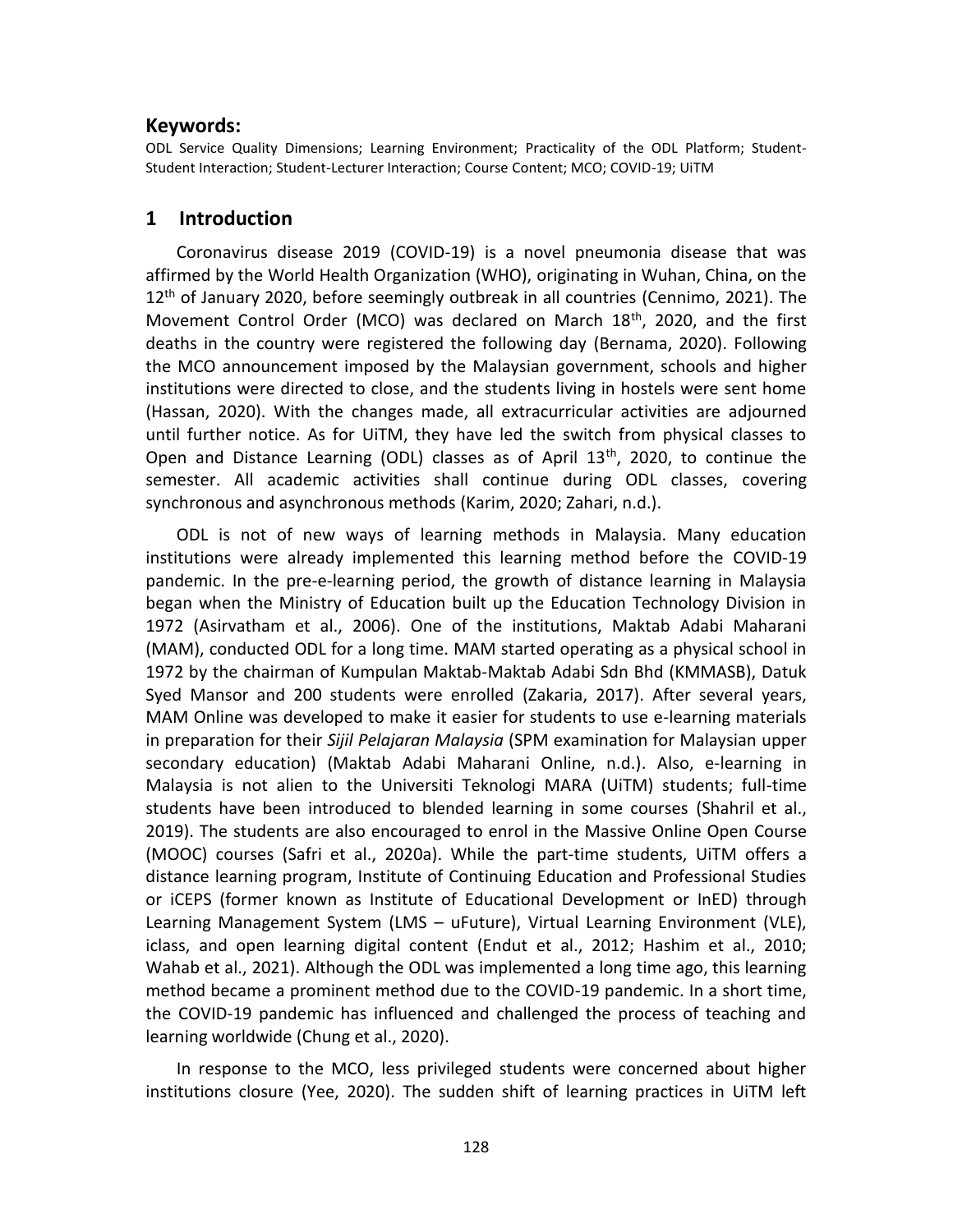## Keywords:

ODL Service Quality Dimensions; Learning Environment; Practicality of the ODL Platform; Student-Student Interaction; Student-Lecturer Interaction; Course Content; MCO; COVID-19; UiTM

## 1 Introduction

Coronavirus disease 2019 (COVID-19) is a novel pneumonia disease that was affirmed by the World Health Organization (WHO), originating in Wuhan, China, on the 12th of January 2020, before seemingly outbreak in all countries (Cennimo, 2021). The Movement Control Order (MCO) was declared on March 18th, 2020, and the first deaths in the country were registered the following day (Bernama, 2020). Following the MCO announcement imposed by the Malaysian government, schools and higher institutions were directed to close, and the students living in hostels were sent home (Hassan, 2020). With the changes made, all extracurricular activities are adjourned until further notice. As for UiTM, they have led the switch from physical classes to Open and Distance Learning (ODL) classes as of April 13th, 2020, to continue the semester. All academic activities shall continue during ODL classes, covering synchronous and asynchronous methods (Karim, 2020; Zahari, n.d.).

ODL is not of new ways of learning methods in Malaysia. Many education institutions were already implemented this learning method before the COVID-19 pandemic. In the pre-e-learning period, the growth of distance learning in Malaysia began when the Ministry of Education built up the Education Technology Division in 1972 (Asirvatham et al., 2006). One of the institutions, Maktab Adabi Maharani (MAM), conducted ODL for a long time. MAM started operating as a physical school in 1972 by the chairman of Kumpulan Maktab-Maktab Adabi Sdn Bhd (KMMASB), Datuk Syed Mansor and 200 students were enrolled (Zakaria, 2017). After several years, MAM Online was developed to make it easier for students to use e-learning materials in preparation for their *Sijil Pelajaran Malaysia* (SPM examination for Malaysian upper secondary education) (Maktab Adabi Maharani Online, n.d.). Also, e-learning in Malaysia is not alien to the Universiti Teknologi MARA (UiTM) students; full-time students have been introduced to blended learning in some courses (Shahril et al., 2019). The students are also encouraged to enrol in the Massive Online Open Course (MOOC) courses (Safri et al., 2020a). While the part-time students, UiTM offers a distance learning program, Institute of Continuing Education and Professional Studies or iCEPS (former known as Institute of Educational Development or InED) through Learning Management System (LMS – uFuture), Virtual Learning Environment (VLE), iclass, and open learning digital content (Endut et al., 2012; Hashim et al., 2010; Wahab et al., 2021). Although the ODL was implemented a long time ago, this learning method became a prominent method due to the COVID-19 pandemic. In a short time, the COVID-19 pandemic has influenced and challenged the process of teaching and learning worldwide (Chung et al., 2020).

In response to the MCO, less privileged students were concerned about higher institutions closure (Yee, 2020). The sudden shift of learning practices in UiTM left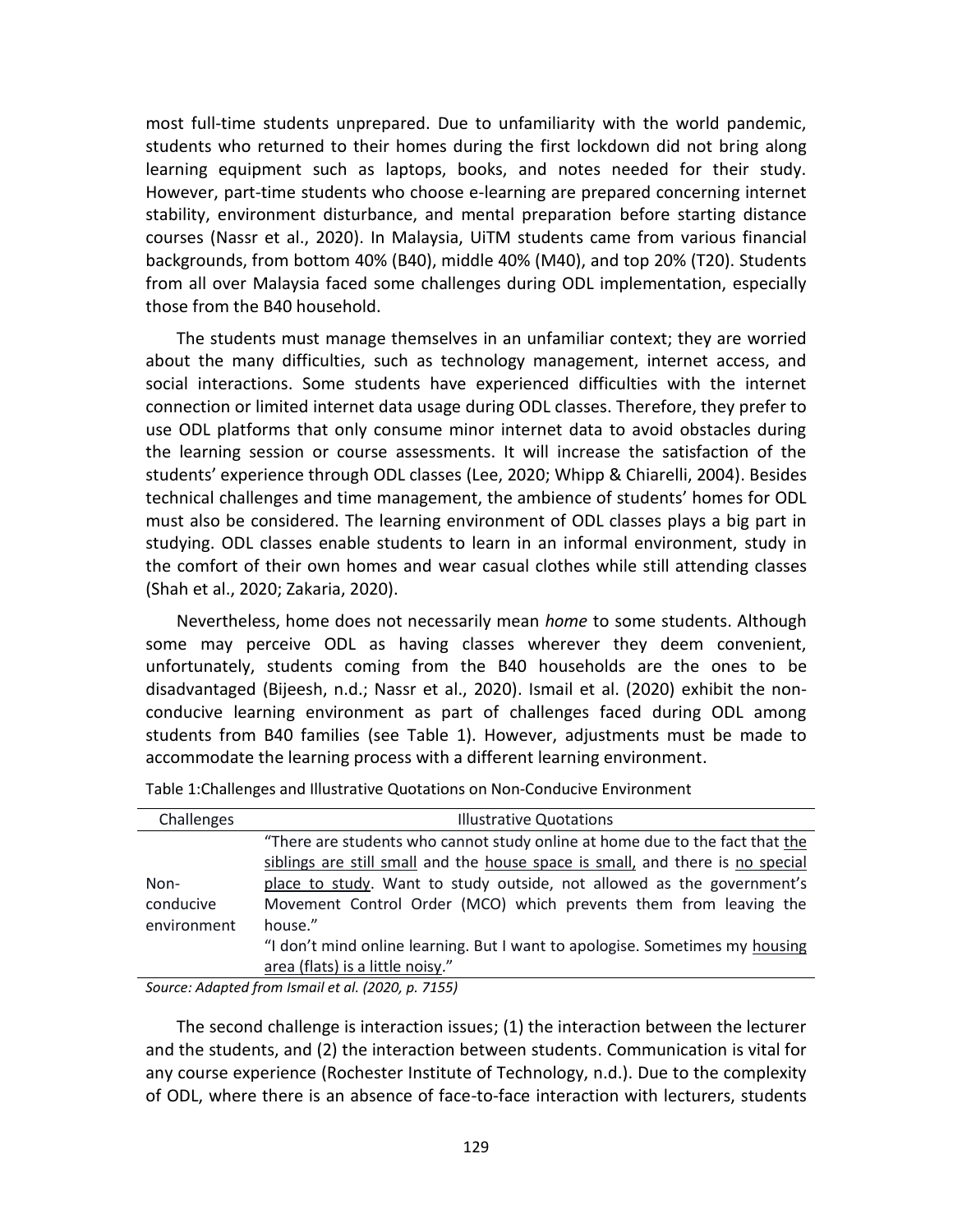most full-time students unprepared. Due to unfamiliarity with the world pandemic, students who returned to their homes during the first lockdown did not bring along learning equipment such as laptops, books, and notes needed for their study. However, part-time students who choose e-learning are prepared concerning internet stability, environment disturbance, and mental preparation before starting distance courses (Nassr et al., 2020). In Malaysia, UiTM students came from various financial backgrounds, from bottom 40% (B40), middle 40% (M40), and top 20% (T20). Students from all over Malaysia faced some challenges during ODL implementation, especially those from the B40 household.

The students must manage themselves in an unfamiliar context; they are worried about the many difficulties, such as technology management, internet access, and social interactions. Some students have experienced difficulties with the internet connection or limited internet data usage during ODL classes. Therefore, they prefer to use ODL platforms that only consume minor internet data to avoid obstacles during the learning session or course assessments. It will increase the satisfaction of the students' experience through ODL classes (Lee, 2020; Whipp & Chiarelli, 2004). Besides technical challenges and time management, the ambience of students' homes for ODL must also be considered. The learning environment of ODL classes plays a big part in studying. ODL classes enable students to learn in an informal environment, study in the comfort of their own homes and wear casual clothes while still attending classes (Shah et al., 2020; Zakaria, 2020).

Nevertheless, home does not necessarily mean *home* to some students. Although some may perceive ODL as having classes wherever they deem convenient, unfortunately, students coming from the B40 households are the ones to be disadvantaged (Bijeesh, n.d.; Nassr et al., 2020). Ismail et al. (2020) exhibit the non-conducive learning environment as part of challenges faced during ODL among students from B40 families (see Table 1). However, adjustments must be made to accommodate the learning process with a different learning environment.

Table 1:Challenges and Illustrative Quotations on Non-Conducive Environment

| Challenges | Illustrative Quotations |
|---|---|
| Non-conducive environment | "There are students who cannot study online at home due to the fact that <u>the siblings are still small</u> and the <u>house space is small,</u> and there is <u>no special place to study</u>. Want to study outside, not allowed as the government's Movement Control Order (MCO) which prevents them from leaving the house."<br>"I don't mind online learning. But I want to apologise. Sometimes my <u>housing area (flats) is a little noisy</u>." |

*Source: Adapted from Ismail et al. (2020, p. 7155)*

The second challenge is interaction issues; (1) the interaction between the lecturer and the students, and (2) the interaction between students. Communication is vital for any course experience (Rochester Institute of Technology, n.d.). Due to the complexity of ODL, where there is an absence of face-to-face interaction with lecturers, students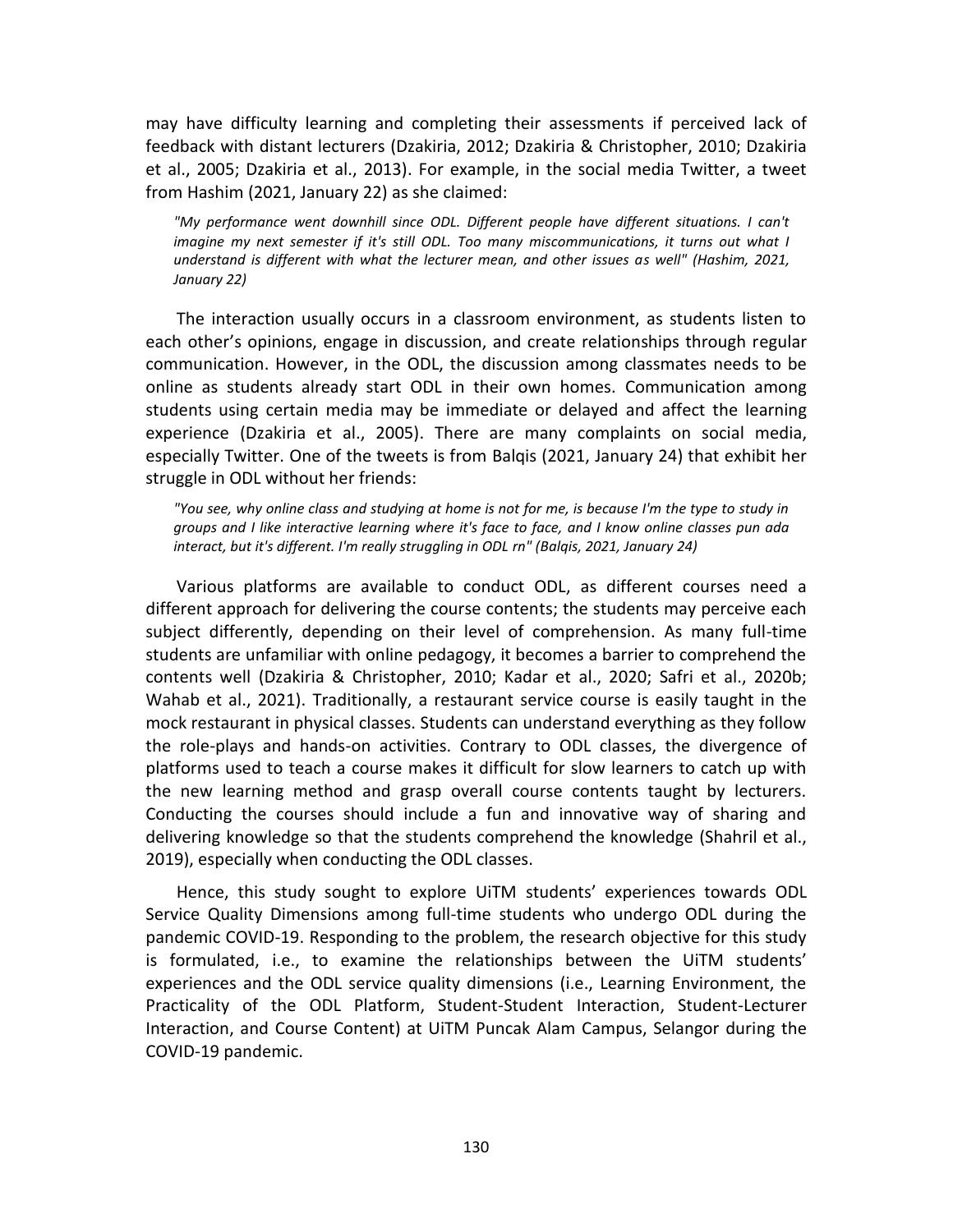may have difficulty learning and completing their assessments if perceived lack of feedback with distant lecturers (Dzakiria, 2012; Dzakiria & Christopher, 2010; Dzakiria et al., 2005; Dzakiria et al., 2013). For example, in the social media Twitter, a tweet from Hashim (2021, January 22) as she claimed:

> *"My performance went downhill since ODL. Different people have different situations. I can't imagine my next semester if it's still ODL. Too many miscommunications, it turns out what I understand is different with what the lecturer mean, and other issues as well" (Hashim, 2021, January 22)*

The interaction usually occurs in a classroom environment, as students listen to each other's opinions, engage in discussion, and create relationships through regular communication. However, in the ODL, the discussion among classmates needs to be online as students already start ODL in their own homes. Communication among students using certain media may be immediate or delayed and affect the learning experience (Dzakiria et al., 2005). There are many complaints on social media, especially Twitter. One of the tweets is from Balqis (2021, January 24) that exhibit her struggle in ODL without her friends:

> *"You see, why online class and studying at home is not for me, is because I'm the type to study in groups and I like interactive learning where it's face to face, and I know online classes pun ada interact, but it's different. I'm really struggling in ODL rn" (Balqis, 2021, January 24)*

Various platforms are available to conduct ODL, as different courses need a different approach for delivering the course contents; the students may perceive each subject differently, depending on their level of comprehension. As many full-time students are unfamiliar with online pedagogy, it becomes a barrier to comprehend the contents well (Dzakiria & Christopher, 2010; Kadar et al., 2020; Safri et al., 2020b; Wahab et al., 2021). Traditionally, a restaurant service course is easily taught in the mock restaurant in physical classes. Students can understand everything as they follow the role-plays and hands-on activities. Contrary to ODL classes, the divergence of platforms used to teach a course makes it difficult for slow learners to catch up with the new learning method and grasp overall course contents taught by lecturers. Conducting the courses should include a fun and innovative way of sharing and delivering knowledge so that the students comprehend the knowledge (Shahril et al., 2019), especially when conducting the ODL classes.

Hence, this study sought to explore UiTM students' experiences towards ODL Service Quality Dimensions among full-time students who undergo ODL during the pandemic COVID-19. Responding to the problem, the research objective for this study is formulated, i.e., to examine the relationships between the UiTM students' experiences and the ODL service quality dimensions (i.e., Learning Environment, the Practicality of the ODL Platform, Student-Student Interaction, Student-Lecturer Interaction, and Course Content) at UiTM Puncak Alam Campus, Selangor during the COVID-19 pandemic.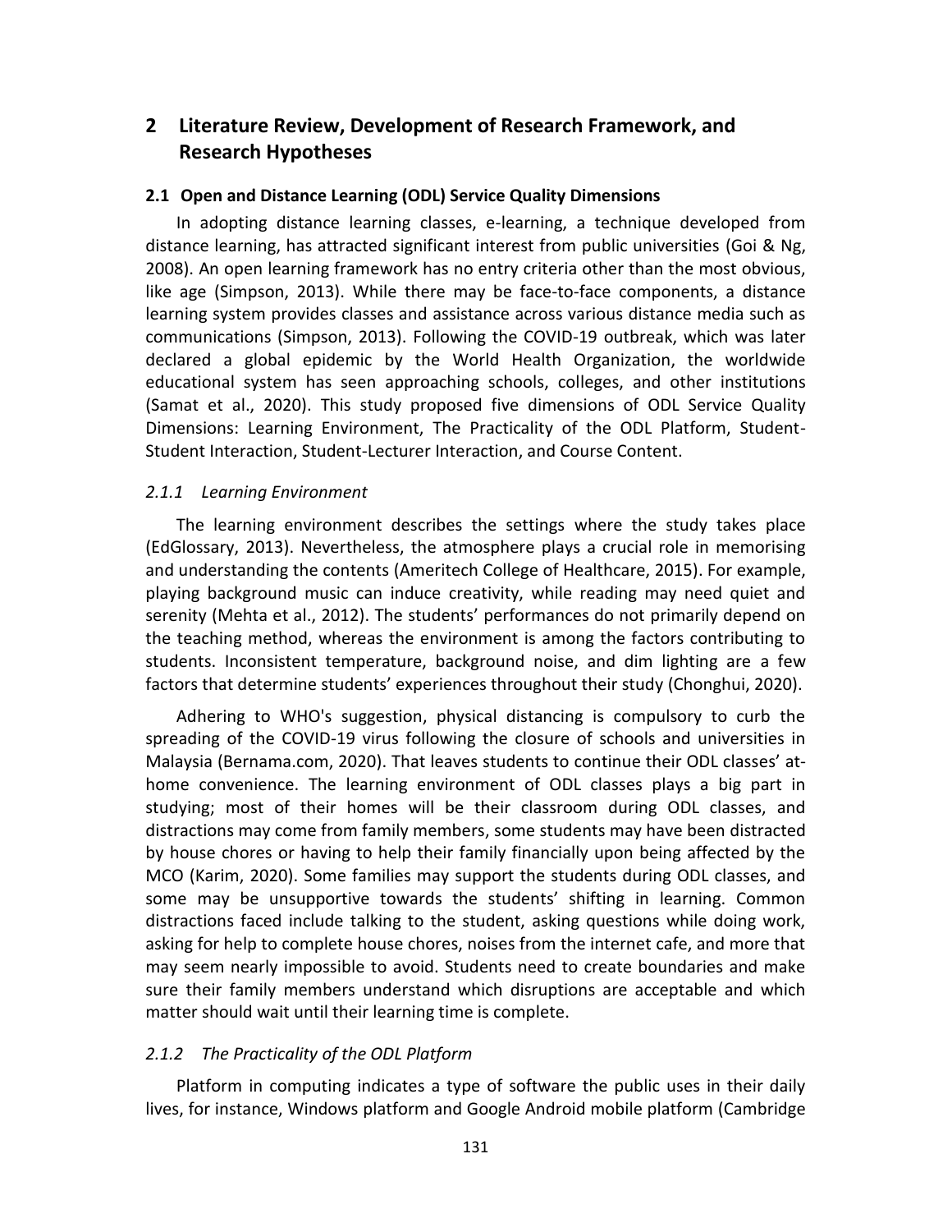## 2 Literature Review, Development of Research Framework, and Research Hypotheses

### 2.1 Open and Distance Learning (ODL) Service Quality Dimensions

In adopting distance learning classes, e-learning, a technique developed from distance learning, has attracted significant interest from public universities (Goi & Ng, 2008). An open learning framework has no entry criteria other than the most obvious, like age (Simpson, 2013). While there may be face-to-face components, a distance learning system provides classes and assistance across various distance media such as communications (Simpson, 2013). Following the COVID-19 outbreak, which was later declared a global epidemic by the World Health Organization, the worldwide educational system has seen approaching schools, colleges, and other institutions (Samat et al., 2020). This study proposed five dimensions of ODL Service Quality Dimensions: Learning Environment, The Practicality of the ODL Platform, Student-Student Interaction, Student-Lecturer Interaction, and Course Content.

#### *2.1.1 Learning Environment*

The learning environment describes the settings where the study takes place (EdGlossary, 2013). Nevertheless, the atmosphere plays a crucial role in memorising and understanding the contents (Ameritech College of Healthcare, 2015). For example, playing background music can induce creativity, while reading may need quiet and serenity (Mehta et al., 2012). The students' performances do not primarily depend on the teaching method, whereas the environment is among the factors contributing to students. Inconsistent temperature, background noise, and dim lighting are a few factors that determine students' experiences throughout their study (Chonghui, 2020).

Adhering to WHO's suggestion, physical distancing is compulsory to curb the spreading of the COVID-19 virus following the closure of schools and universities in Malaysia (Bernama.com, 2020). That leaves students to continue their ODL classes' at-home convenience. The learning environment of ODL classes plays a big part in studying; most of their homes will be their classroom during ODL classes, and distractions may come from family members, some students may have been distracted by house chores or having to help their family financially upon being affected by the MCO (Karim, 2020). Some families may support the students during ODL classes, and some may be unsupportive towards the students' shifting in learning. Common distractions faced include talking to the student, asking questions while doing work, asking for help to complete house chores, noises from the internet cafe, and more that may seem nearly impossible to avoid. Students need to create boundaries and make sure their family members understand which disruptions are acceptable and which matter should wait until their learning time is complete.

#### *2.1.2 The Practicality of the ODL Platform*

Platform in computing indicates a type of software the public uses in their daily lives, for instance, Windows platform and Google Android mobile platform (Cambridge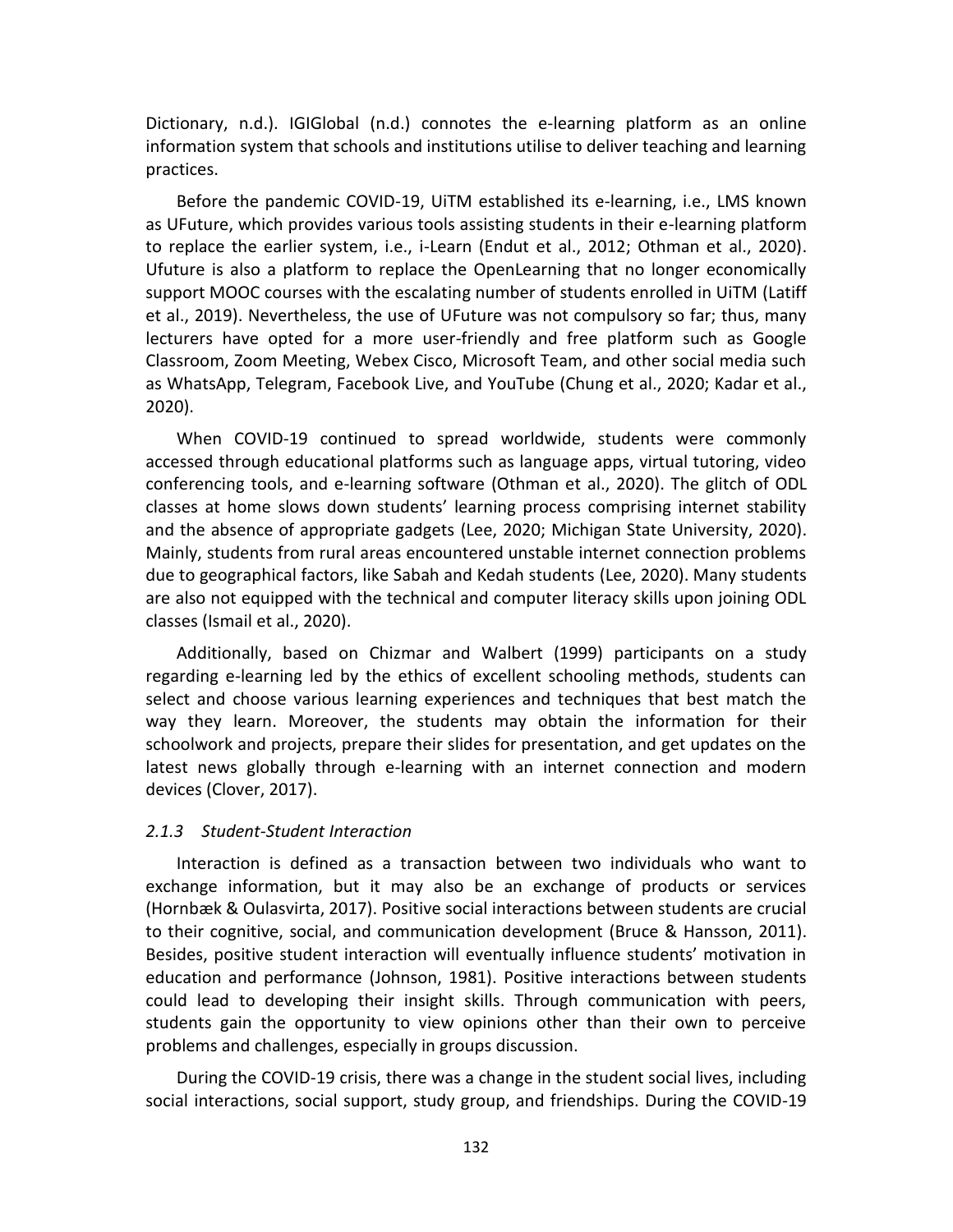Dictionary, n.d.). IGIGlobal (n.d.) connotes the e-learning platform as an online information system that schools and institutions utilise to deliver teaching and learning practices.

Before the pandemic COVID-19, UiTM established its e-learning, i.e., LMS known as UFuture, which provides various tools assisting students in their e-learning platform to replace the earlier system, i.e., i-Learn (Endut et al., 2012; Othman et al., 2020). Ufuture is also a platform to replace the OpenLearning that no longer economically support MOOC courses with the escalating number of students enrolled in UiTM (Latiff et al., 2019). Nevertheless, the use of UFuture was not compulsory so far; thus, many lecturers have opted for a more user-friendly and free platform such as Google Classroom, Zoom Meeting, Webex Cisco, Microsoft Team, and other social media such as WhatsApp, Telegram, Facebook Live, and YouTube (Chung et al., 2020; Kadar et al., 2020).

When COVID-19 continued to spread worldwide, students were commonly accessed through educational platforms such as language apps, virtual tutoring, video conferencing tools, and e-learning software (Othman et al., 2020). The glitch of ODL classes at home slows down students' learning process comprising internet stability and the absence of appropriate gadgets (Lee, 2020; Michigan State University, 2020). Mainly, students from rural areas encountered unstable internet connection problems due to geographical factors, like Sabah and Kedah students (Lee, 2020). Many students are also not equipped with the technical and computer literacy skills upon joining ODL classes (Ismail et al., 2020).

Additionally, based on Chizmar and Walbert (1999) participants on a study regarding e-learning led by the ethics of excellent schooling methods, students can select and choose various learning experiences and techniques that best match the way they learn. Moreover, the students may obtain the information for their schoolwork and projects, prepare their slides for presentation, and get updates on the latest news globally through e-learning with an internet connection and modern devices (Clover, 2017).

### *2.1.3 Student-Student Interaction*

Interaction is defined as a transaction between two individuals who want to exchange information, but it may also be an exchange of products or services (Hornbæk & Oulasvirta, 2017). Positive social interactions between students are crucial to their cognitive, social, and communication development (Bruce & Hansson, 2011). Besides, positive student interaction will eventually influence students' motivation in education and performance (Johnson, 1981). Positive interactions between students could lead to developing their insight skills. Through communication with peers, students gain the opportunity to view opinions other than their own to perceive problems and challenges, especially in groups discussion.

During the COVID-19 crisis, there was a change in the student social lives, including social interactions, social support, study group, and friendships. During the COVID-19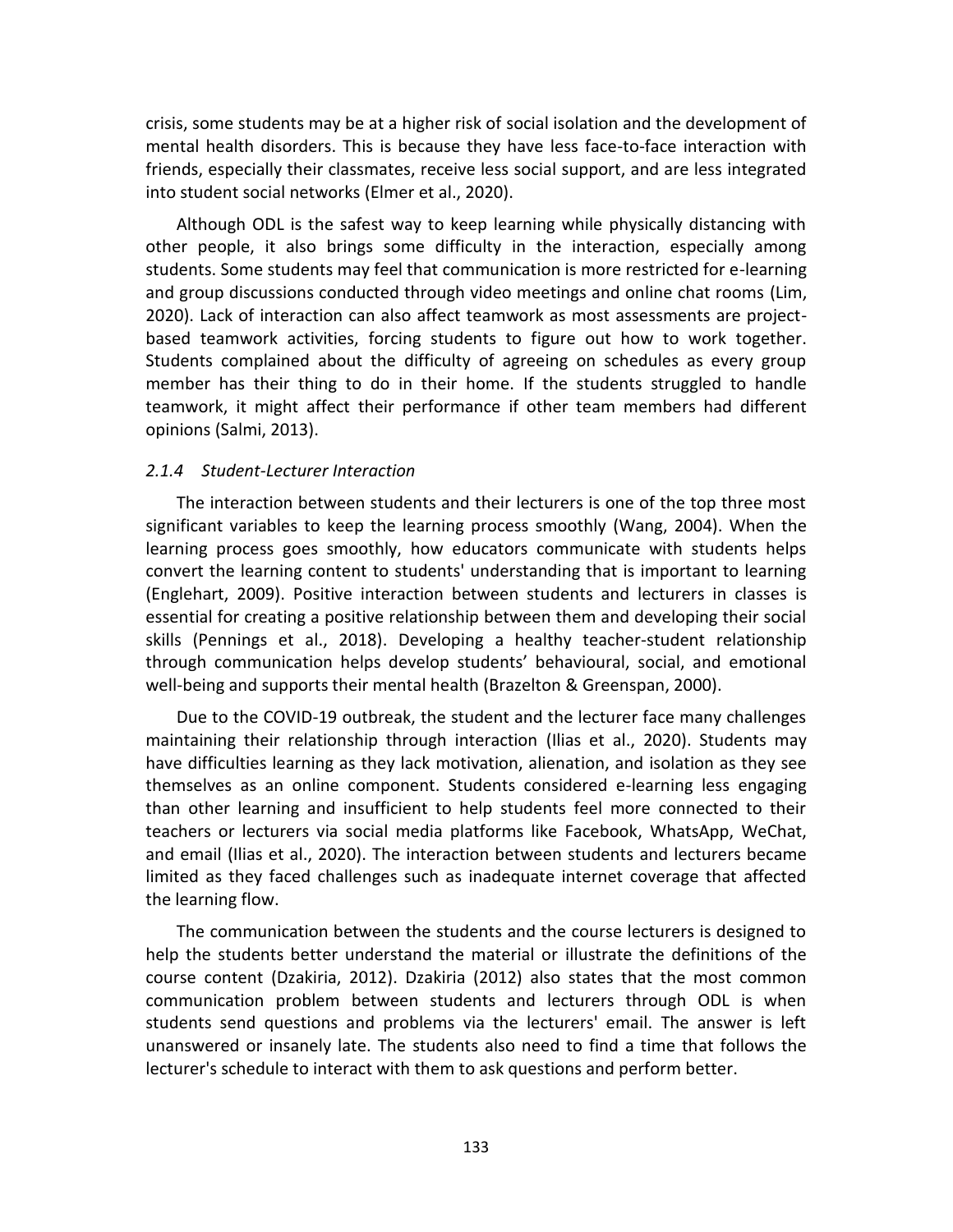crisis, some students may be at a higher risk of social isolation and the development of mental health disorders. This is because they have less face-to-face interaction with friends, especially their classmates, receive less social support, and are less integrated into student social networks (Elmer et al., 2020).

Although ODL is the safest way to keep learning while physically distancing with other people, it also brings some difficulty in the interaction, especially among students. Some students may feel that communication is more restricted for e-learning and group discussions conducted through video meetings and online chat rooms (Lim, 2020). Lack of interaction can also affect teamwork as most assessments are project-based teamwork activities, forcing students to figure out how to work together. Students complained about the difficulty of agreeing on schedules as every group member has their thing to do in their home. If the students struggled to handle teamwork, it might affect their performance if other team members had different opinions (Salmi, 2013).

#### *2.1.4 Student-Lecturer Interaction*

The interaction between students and their lecturers is one of the top three most significant variables to keep the learning process smoothly (Wang, 2004). When the learning process goes smoothly, how educators communicate with students helps convert the learning content to students' understanding that is important to learning (Englehart, 2009). Positive interaction between students and lecturers in classes is essential for creating a positive relationship between them and developing their social skills (Pennings et al., 2018). Developing a healthy teacher-student relationship through communication helps develop students' behavioural, social, and emotional well-being and supports their mental health (Brazelton & Greenspan, 2000).

Due to the COVID-19 outbreak, the student and the lecturer face many challenges maintaining their relationship through interaction (Ilias et al., 2020). Students may have difficulties learning as they lack motivation, alienation, and isolation as they see themselves as an online component. Students considered e-learning less engaging than other learning and insufficient to help students feel more connected to their teachers or lecturers via social media platforms like Facebook, WhatsApp, WeChat, and email (Ilias et al., 2020). The interaction between students and lecturers became limited as they faced challenges such as inadequate internet coverage that affected the learning flow.

The communication between the students and the course lecturers is designed to help the students better understand the material or illustrate the definitions of the course content (Dzakiria, 2012). Dzakiria (2012) also states that the most common communication problem between students and lecturers through ODL is when students send questions and problems via the lecturers' email. The answer is left unanswered or insanely late. The students also need to find a time that follows the lecturer's schedule to interact with them to ask questions and perform better.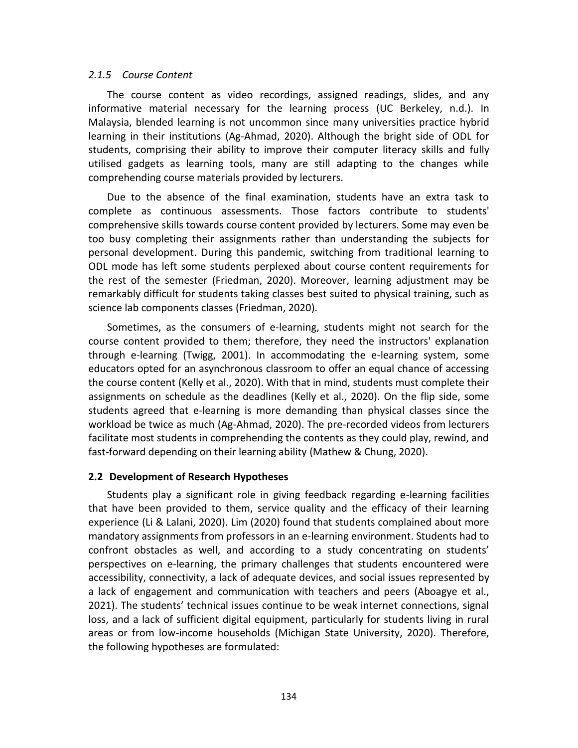#### *2.1.5 Course Content*

The course content as video recordings, assigned readings, slides, and any informative material necessary for the learning process (UC Berkeley, n.d.). In Malaysia, blended learning is not uncommon since many universities practice hybrid learning in their institutions (Ag-Ahmad, 2020). Although the bright side of ODL for students, comprising their ability to improve their computer literacy skills and fully utilised gadgets as learning tools, many are still adapting to the changes while comprehending course materials provided by lecturers.

Due to the absence of the final examination, students have an extra task to complete as continuous assessments. Those factors contribute to students' comprehensive skills towards course content provided by lecturers. Some may even be too busy completing their assignments rather than understanding the subjects for personal development. During this pandemic, switching from traditional learning to ODL mode has left some students perplexed about course content requirements for the rest of the semester (Friedman, 2020). Moreover, learning adjustment may be remarkably difficult for students taking classes best suited to physical training, such as science lab components classes (Friedman, 2020).

Sometimes, as the consumers of e-learning, students might not search for the course content provided to them; therefore, they need the instructors' explanation through e-learning (Twigg, 2001). In accommodating the e-learning system, some educators opted for an asynchronous classroom to offer an equal chance of accessing the course content (Kelly et al., 2020). With that in mind, students must complete their assignments on schedule as the deadlines (Kelly et al., 2020). On the flip side, some students agreed that e-learning is more demanding than physical classes since the workload be twice as much (Ag-Ahmad, 2020). The pre-recorded videos from lecturers facilitate most students in comprehending the contents as they could play, rewind, and fast-forward depending on their learning ability (Mathew & Chung, 2020).

### 2.2 Development of Research Hypotheses

Students play a significant role in giving feedback regarding e-learning facilities that have been provided to them, service quality and the efficacy of their learning experience (Li & Lalani, 2020). Lim (2020) found that students complained about more mandatory assignments from professors in an e-learning environment. Students had to confront obstacles as well, and according to a study concentrating on students' perspectives on e-learning, the primary challenges that students encountered were accessibility, connectivity, a lack of adequate devices, and social issues represented by a lack of engagement and communication with teachers and peers (Aboagye et al., 2021). The students' technical issues continue to be weak internet connections, signal loss, and a lack of sufficient digital equipment, particularly for students living in rural areas or from low-income households (Michigan State University, 2020). Therefore, the following hypotheses are formulated: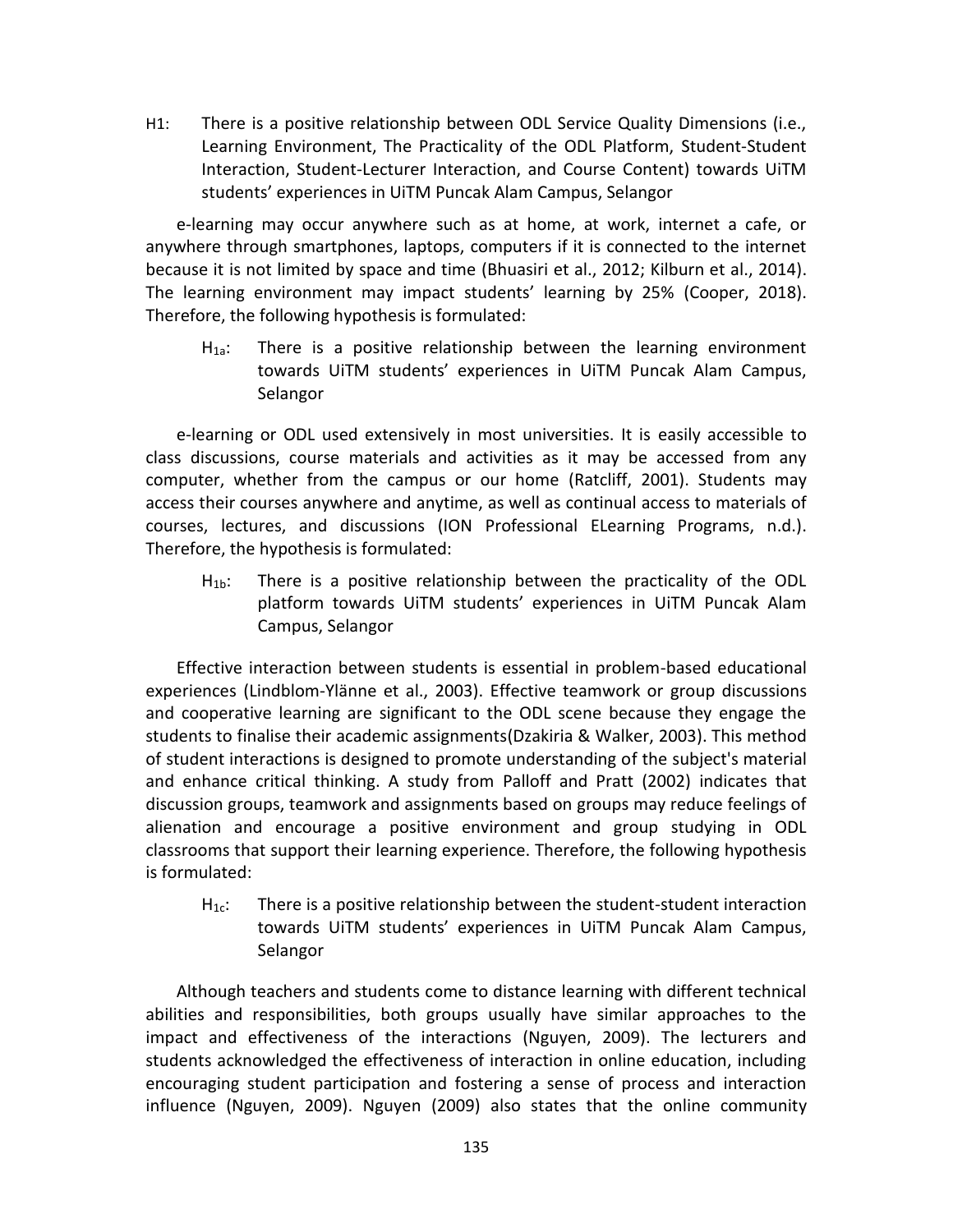H1: There is a positive relationship between ODL Service Quality Dimensions (i.e., Learning Environment, The Practicality of the ODL Platform, Student-Student Interaction, Student-Lecturer Interaction, and Course Content) towards UiTM students' experiences in UiTM Puncak Alam Campus, Selangor

e-learning may occur anywhere such as at home, at work, internet a cafe, or anywhere through smartphones, laptops, computers if it is connected to the internet because it is not limited by space and time (Bhuasiri et al., 2012; Kilburn et al., 2014). The learning environment may impact students' learning by 25% (Cooper, 2018). Therefore, the following hypothesis is formulated:

> $H_{1a}$: There is a positive relationship between the learning environment towards UiTM students' experiences in UiTM Puncak Alam Campus, Selangor

e-learning or ODL used extensively in most universities. It is easily accessible to class discussions, course materials and activities as it may be accessed from any computer, whether from the campus or our home (Ratcliff, 2001). Students may access their courses anywhere and anytime, as well as continual access to materials of courses, lectures, and discussions (ION Professional ELearning Programs, n.d.). Therefore, the hypothesis is formulated:

> $H_{1b}$: There is a positive relationship between the practicality of the ODL platform towards UiTM students' experiences in UiTM Puncak Alam Campus, Selangor

Effective interaction between students is essential in problem-based educational experiences (Lindblom-Ylänne et al., 2003). Effective teamwork or group discussions and cooperative learning are significant to the ODL scene because they engage the students to finalise their academic assignments(Dzakiria & Walker, 2003). This method of student interactions is designed to promote understanding of the subject's material and enhance critical thinking. A study from Palloff and Pratt (2002) indicates that discussion groups, teamwork and assignments based on groups may reduce feelings of alienation and encourage a positive environment and group studying in ODL classrooms that support their learning experience. Therefore, the following hypothesis is formulated:

> $H_{1c}$: There is a positive relationship between the student-student interaction towards UiTM students' experiences in UiTM Puncak Alam Campus, Selangor

Although teachers and students come to distance learning with different technical abilities and responsibilities, both groups usually have similar approaches to the impact and effectiveness of the interactions (Nguyen, 2009). The lecturers and students acknowledged the effectiveness of interaction in online education, including encouraging student participation and fostering a sense of process and interaction influence (Nguyen, 2009). Nguyen (2009) also states that the online community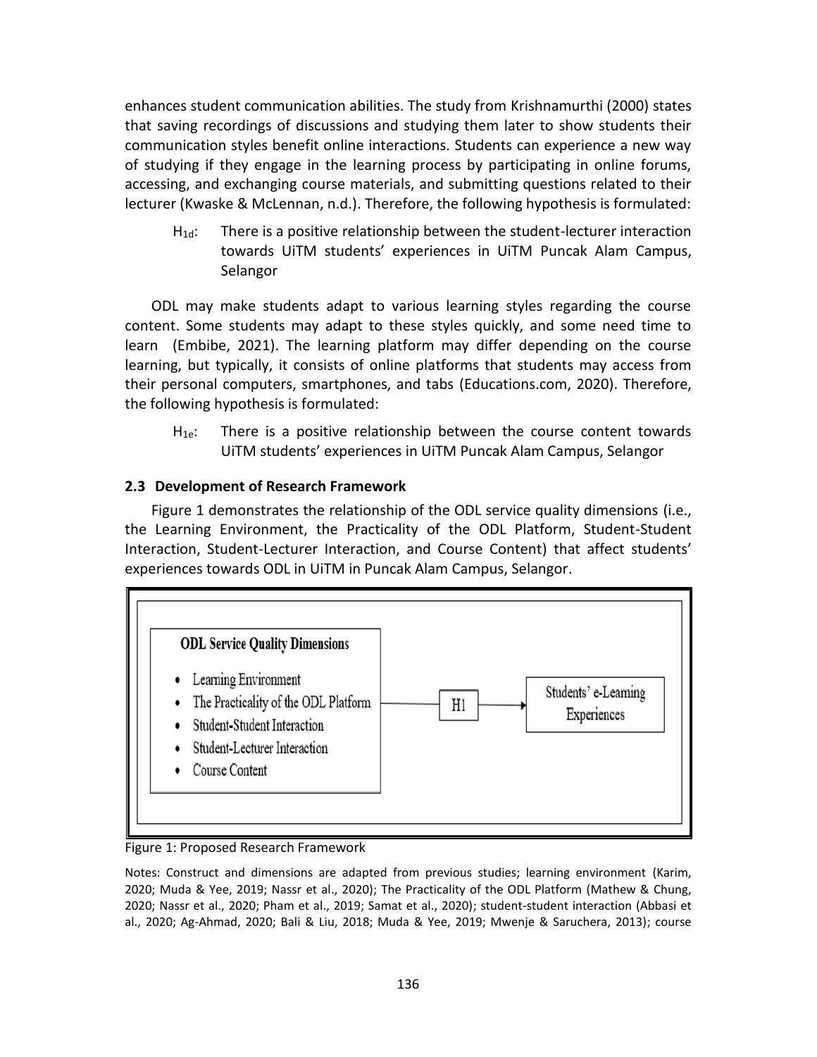enhances student communication abilities. The study from Krishnamurthi (2000) states that saving recordings of discussions and studying them later to show students their communication styles benefit online interactions. Students can experience a new way of studying if they engage in the learning process by participating in online forums, accessing, and exchanging course materials, and submitting questions related to their lecturer (Kwaske & McLennan, n.d.). Therefore, the following hypothesis is formulated:

> $H_{1d}$: There is a positive relationship between the student-lecturer interaction towards UiTM students' experiences in UiTM Puncak Alam Campus, Selangor

ODL may make students adapt to various learning styles regarding the course content. Some students may adapt to these styles quickly, and some need time to learn (Embibe, 2021). The learning platform may differ depending on the course learning, but typically, it consists of online platforms that students may access from their personal computers, smartphones, and tabs (Educations.com, 2020). Therefore, the following hypothesis is formulated:

> $H_{1e}$: There is a positive relationship between the course content towards UiTM students' experiences in UiTM Puncak Alam Campus, Selangor

### 2.3 Development of Research Framework

Figure 1 demonstrates the relationship of the ODL service quality dimensions (i.e., the Learning Environment, the Practicality of the ODL Platform, Student-Student Interaction, Student-Lecturer Interaction, and Course Content) that affect students' experiences towards ODL in UiTM in Puncak Alam Campus, Selangor.

**ODL Service Quality Dimensions**

- Learning Environment
- The Practicality of the ODL Platform
- Student-Student Interaction
- Student-Lecturer Interaction
- Course Content

→ H1 → Students' e-Learning Experiences

Figure 1: Proposed Research Framework

Notes: Construct and dimensions are adapted from previous studies; learning environment (Karim, 2020; Muda & Yee, 2019; Nassr et al., 2020); The Practicality of the ODL Platform (Mathew & Chung, 2020; Nassr et al., 2020; Pham et al., 2019; Samat et al., 2020); student-student interaction (Abbasi et al., 2020; Ag-Ahmad, 2020; Bali & Liu, 2018; Muda & Yee, 2019; Mwenje & Saruchera, 2013); course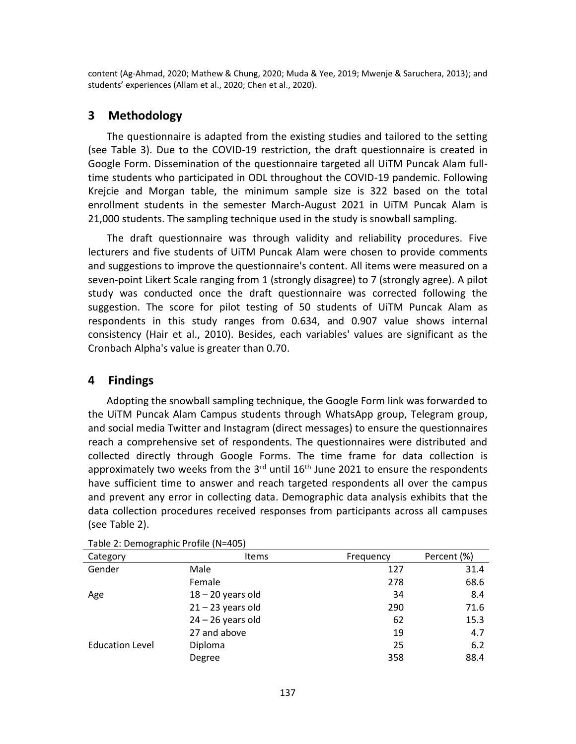content (Ag-Ahmad, 2020; Mathew & Chung, 2020; Muda & Yee, 2019; Mwenje & Saruchera, 2013); and students' experiences (Allam et al., 2020; Chen et al., 2020).

## 3 Methodology

The questionnaire is adapted from the existing studies and tailored to the setting (see Table 3). Due to the COVID-19 restriction, the draft questionnaire is created in Google Form. Dissemination of the questionnaire targeted all UiTM Puncak Alam full-time students who participated in ODL throughout the COVID-19 pandemic. Following Krejcie and Morgan table, the minimum sample size is 322 based on the total enrollment students in the semester March-August 2021 in UiTM Puncak Alam is 21,000 students. The sampling technique used in the study is snowball sampling.

The draft questionnaire was through validity and reliability procedures. Five lecturers and five students of UiTM Puncak Alam were chosen to provide comments and suggestions to improve the questionnaire's content. All items were measured on a seven-point Likert Scale ranging from 1 (strongly disagree) to 7 (strongly agree). A pilot study was conducted once the draft questionnaire was corrected following the suggestion. The score for pilot testing of 50 students of UiTM Puncak Alam as respondents in this study ranges from 0.634, and 0.907 value shows internal consistency (Hair et al., 2010). Besides, each variables' values are significant as the Cronbach Alpha's value is greater than 0.70.

## 4 Findings

Adopting the snowball sampling technique, the Google Form link was forwarded to the UiTM Puncak Alam Campus students through WhatsApp group, Telegram group, and social media Twitter and Instagram (direct messages) to ensure the questionnaires reach a comprehensive set of respondents. The questionnaires were distributed and collected directly through Google Forms. The time frame for data collection is approximately two weeks from the 3rd until 16th June 2021 to ensure the respondents have sufficient time to answer and reach targeted respondents all over the campus and prevent any error in collecting data. Demographic data analysis exhibits that the data collection procedures received responses from participants across all campuses (see Table 2).

Table 2: Demographic Profile (N=405)

| Category | Items | Frequency | Percent (%) |
|---|---|---|---|
| Gender | Male | 127 | 31.4 |
| | Female | 278 | 68.6 |
| Age | 18 – 20 years old | 34 | 8.4 |
| | 21 – 23 years old | 290 | 71.6 |
| | 24 – 26 years old | 62 | 15.3 |
| | 27 and above | 19 | 4.7 |
| Education Level | Diploma | 25 | 6.2 |
| | Degree | 358 | 88.4 |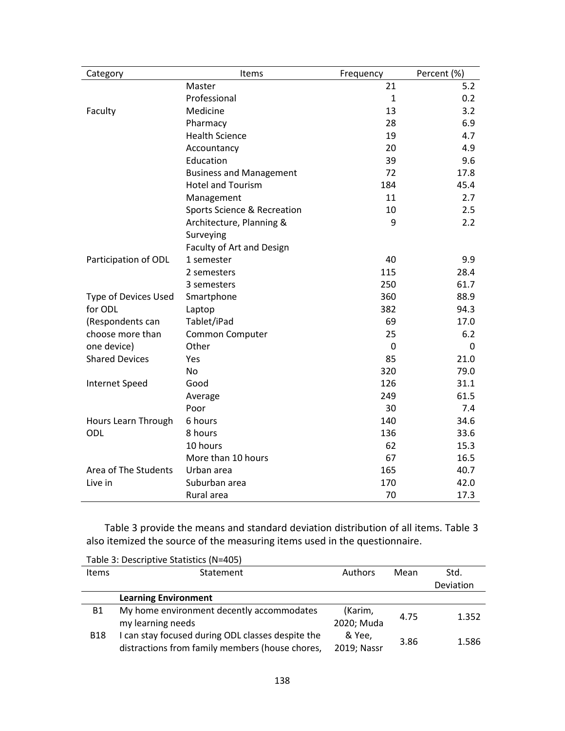| Category | Items | Frequency | Percent (%) |
|---|---|---|---|
| | Master | 21 | 5.2 |
| | Professional | 1 | 0.2 |
| Faculty | Medicine | 13 | 3.2 |
| | Pharmacy | 28 | 6.9 |
| | Health Science | 19 | 4.7 |
| | Accountancy | 20 | 4.9 |
| | Education | 39 | 9.6 |
| | Business and Management | 72 | 17.8 |
| | Hotel and Tourism | 184 | 45.4 |
| | Management | 11 | 2.7 |
| | Sports Science & Recreation | 10 | 2.5 |
| | Architecture, Planning & Surveying | 9 | 2.2 |
| | Faculty of Art and Design | | |
| Participation of ODL | 1 semester | 40 | 9.9 |
| | 2 semesters | 115 | 28.4 |
| | 3 semesters | 250 | 61.7 |
| Type of Devices Used for ODL (Respondents can choose more than one device) | Smartphone | 360 | 88.9 |
| | Laptop | 382 | 94.3 |
| | Tablet/iPad | 69 | 17.0 |
| | Common Computer | 25 | 6.2 |
| | Other | 0 | 0 |
| Shared Devices | Yes | 85 | 21.0 |
| | No | 320 | 79.0 |
| Internet Speed | Good | 126 | 31.1 |
| | Average | 249 | 61.5 |
| | Poor | 30 | 7.4 |
| Hours Learn Through ODL | 6 hours | 140 | 34.6 |
| | 8 hours | 136 | 33.6 |
| | 10 hours | 62 | 15.3 |
| | More than 10 hours | 67 | 16.5 |
| Area of The Students Live in | Urban area | 165 | 40.7 |
| | Suburban area | 170 | 42.0 |
| | Rural area | 70 | 17.3 |

Table 3 provide the means and standard deviation distribution of all items. Table 3 also itemized the source of the measuring items used in the questionnaire.

Table 3: Descriptive Statistics (N=405)

| Items | Statement | Authors | Mean | Std. Deviation |
|---|---|---|---|---|
| | **Learning Environment** | | | |
| B1 | My home environment decently accommodates my learning needs | (Karim, 2020; Muda | 4.75 | 1.352 |
| B18 | I can stay focused during ODL classes despite the distractions from family members (house chores, | & Yee, 2019; Nassr | 3.86 | 1.586 |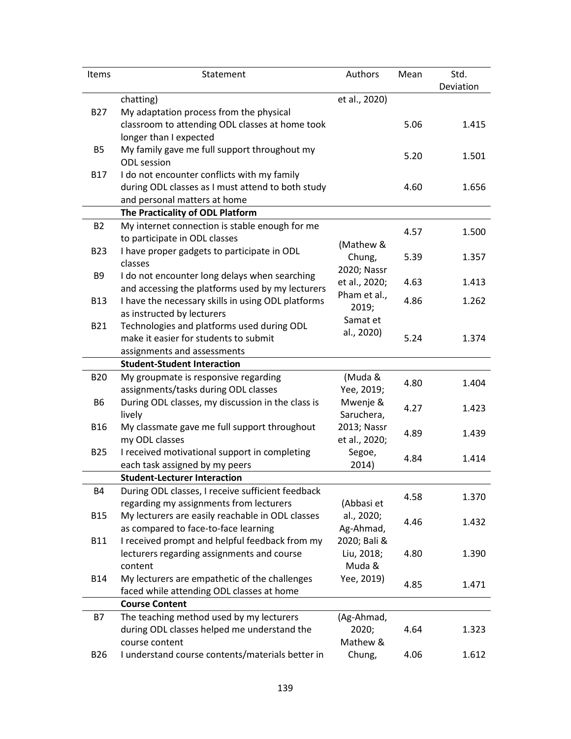| Items | Statement | Authors | Mean | Std. Deviation |
|---|---|---|---|---|
| | chatting) | et al., 2020) | | |
| B27 | My adaptation process from the physical classroom to attending ODL classes at home took longer than I expected | | 5.06 | 1.415 |
| B5 | My family gave me full support throughout my ODL session | | 5.20 | 1.501 |
| B17 | I do not encounter conflicts with my family during ODL classes as I must attend to both study and personal matters at home | | 4.60 | 1.656 |
| | **The Practicality of ODL Platform** | | | |
| B2 | My internet connection is stable enough for me to participate in ODL classes | (Mathew & Chung, 2020; Nassr et al., 2020; Pham et al., 2019; Samat et al., 2020) | 4.57 | 1.500 |
| B23 | I have proper gadgets to participate in ODL classes | | 5.39 | 1.357 |
| B9 | I do not encounter long delays when searching and accessing the platforms used by my lecturers | | 4.63 | 1.413 |
| B13 | I have the necessary skills in using ODL platforms as instructed by lecturers | | 4.86 | 1.262 |
| B21 | Technologies and platforms used during ODL make it easier for students to submit assignments and assessments | | 5.24 | 1.374 |
| | **Student-Student Interaction** | | | |
| B20 | My groupmate is responsive regarding assignments/tasks during ODL classes | (Muda & Yee, 2019; Mwenje & Saruchera, 2013; Nassr et al., 2020; Segoe, 2014) | 4.80 | 1.404 |
| B6 | During ODL classes, my discussion in the class is lively | | 4.27 | 1.423 |
| B16 | My classmate gave me full support throughout my ODL classes | | 4.89 | 1.439 |
| B25 | I received motivational support in completing each task assigned by my peers | | 4.84 | 1.414 |
| | **Student-Lecturer Interaction** | | | |
| B4 | During ODL classes, I receive sufficient feedback regarding my assignments from lecturers | (Abbasi et al., 2020; Ag-Ahmad, 2020; Bali & Liu, 2018; Muda & Yee, 2019) | 4.58 | 1.370 |
| B15 | My lecturers are easily reachable in ODL classes as compared to face-to-face learning | | 4.46 | 1.432 |
| B11 | I received prompt and helpful feedback from my lecturers regarding assignments and course content | | 4.80 | 1.390 |
| B14 | My lecturers are empathetic of the challenges faced while attending ODL classes at home | | 4.85 | 1.471 |
| | **Course Content** | | | |
| B7 | The teaching method used by my lecturers during ODL classes helped me understand the course content | (Ag-Ahmad, 2020; Mathew & Chung, | 4.64 | 1.323 |
| B26 | I understand course contents/materials better in | | 4.06 | 1.612 |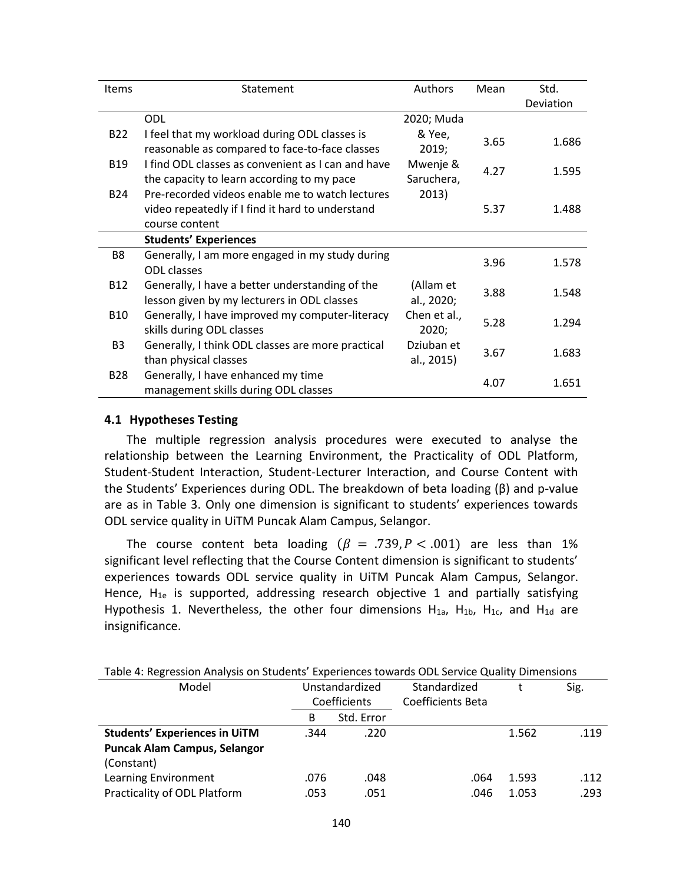| Items | Statement | Authors | Mean | Std. Deviation |
|---|---|---|---|---|
| | ODL | 2020; Muda & Yee, 2019; Mwenje & Saruchera, 2013) | | |
| B22 | I feel that my workload during ODL classes is reasonable as compared to face-to-face classes | | 3.65 | 1.686 |
| B19 | I find ODL classes as convenient as I can and have the capacity to learn according to my pace | | 4.27 | 1.595 |
| B24 | Pre-recorded videos enable me to watch lectures video repeatedly if I find it hard to understand course content | | 5.37 | 1.488 |
| | **Students' Experiences** | | | |
| B8 | Generally, I am more engaged in my study during ODL classes | (Allam et al., 2020; Chen et al., 2020; Dziuban et al., 2015) | 3.96 | 1.578 |
| B12 | Generally, I have a better understanding of the lesson given by my lecturers in ODL classes | | 3.88 | 1.548 |
| B10 | Generally, I have improved my computer-literacy skills during ODL classes | | 5.28 | 1.294 |
| B3 | Generally, I think ODL classes are more practical than physical classes | | 3.67 | 1.683 |
| B28 | Generally, I have enhanced my time management skills during ODL classes | | 4.07 | 1.651 |

### 4.1 Hypotheses Testing

The multiple regression analysis procedures were executed to analyse the relationship between the Learning Environment, the Practicality of ODL Platform, Student-Student Interaction, Student-Lecturer Interaction, and Course Content with the Students' Experiences during ODL. The breakdown of beta loading (β) and p-value are as in Table 3. Only one dimension is significant to students' experiences towards ODL service quality in UiTM Puncak Alam Campus, Selangor.

The course content beta loading $(\beta = .739, P < .001)$ are less than 1% significant level reflecting that the Course Content dimension is significant to students' experiences towards ODL service quality in UiTM Puncak Alam Campus, Selangor. Hence, $H_{1e}$ is supported, addressing research objective 1 and partially satisfying Hypothesis 1. Nevertheless, the other four dimensions $H_{1a}$, $H_{1b}$, $H_{1c}$, and $H_{1d}$ are insignificance.

Table 4: Regression Analysis on Students' Experiences towards ODL Service Quality Dimensions

| Model | Unstandardized Coefficients | | Standardized Coefficients Beta | t | Sig. |
|---|---|---|---|---|---|
| | B | Std. Error | | | |
| **Students' Experiences in UiTM Puncak Alam Campus, Selangor** (Constant) | .344 | .220 | | 1.562 | .119 |
| Learning Environment | .076 | .048 | .064 | 1.593 | .112 |
| Practicality of ODL Platform | .053 | .051 | .046 | 1.053 | .293 |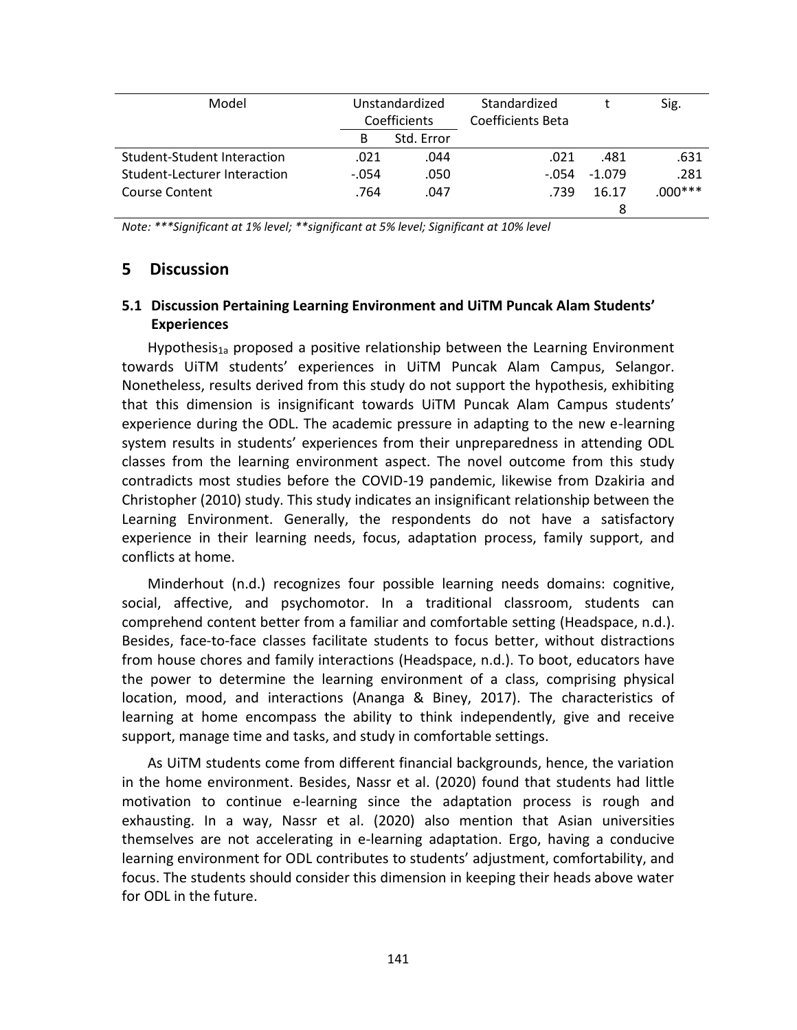| Model | Unstandardized Coefficients | | Standardized Coefficients Beta | t | Sig. |
|---|---|---|---|---|---|
| | B | Std. Error | | | |
| Student-Student Interaction | .021 | .044 | .021 | .481 | .631 |
| Student-Lecturer Interaction | -.054 | .050 | -.054 | -1.079 | .281 |
| Course Content | .764 | .047 | .739 | 16.178 | .000*** |

*Note: \*\*\*Significant at 1% level; \*\*significant at 5% level; Significant at 10% level*

## 5 Discussion

### 5.1 Discussion Pertaining Learning Environment and UiTM Puncak Alam Students' Experiences

Hypothesis$_{1a}$ proposed a positive relationship between the Learning Environment towards UiTM students' experiences in UiTM Puncak Alam Campus, Selangor. Nonetheless, results derived from this study do not support the hypothesis, exhibiting that this dimension is insignificant towards UiTM Puncak Alam Campus students' experience during the ODL. The academic pressure in adapting to the new e-learning system results in students' experiences from their unpreparedness in attending ODL classes from the learning environment aspect. The novel outcome from this study contradicts most studies before the COVID-19 pandemic, likewise from Dzakiria and Christopher (2010) study. This study indicates an insignificant relationship between the Learning Environment. Generally, the respondents do not have a satisfactory experience in their learning needs, focus, adaptation process, family support, and conflicts at home.

Minderhout (n.d.) recognizes four possible learning needs domains: cognitive, social, affective, and psychomotor. In a traditional classroom, students can comprehend content better from a familiar and comfortable setting (Headspace, n.d.). Besides, face-to-face classes facilitate students to focus better, without distractions from house chores and family interactions (Headspace, n.d.). To boot, educators have the power to determine the learning environment of a class, comprising physical location, mood, and interactions (Ananga & Biney, 2017). The characteristics of learning at home encompass the ability to think independently, give and receive support, manage time and tasks, and study in comfortable settings.

As UiTM students come from different financial backgrounds, hence, the variation in the home environment. Besides, Nassr et al. (2020) found that students had little motivation to continue e-learning since the adaptation process is rough and exhausting. In a way, Nassr et al. (2020) also mention that Asian universities themselves are not accelerating in e-learning adaptation. Ergo, having a conducive learning environment for ODL contributes to students' adjustment, comfortability, and focus. The students should consider this dimension in keeping their heads above water for ODL in the future.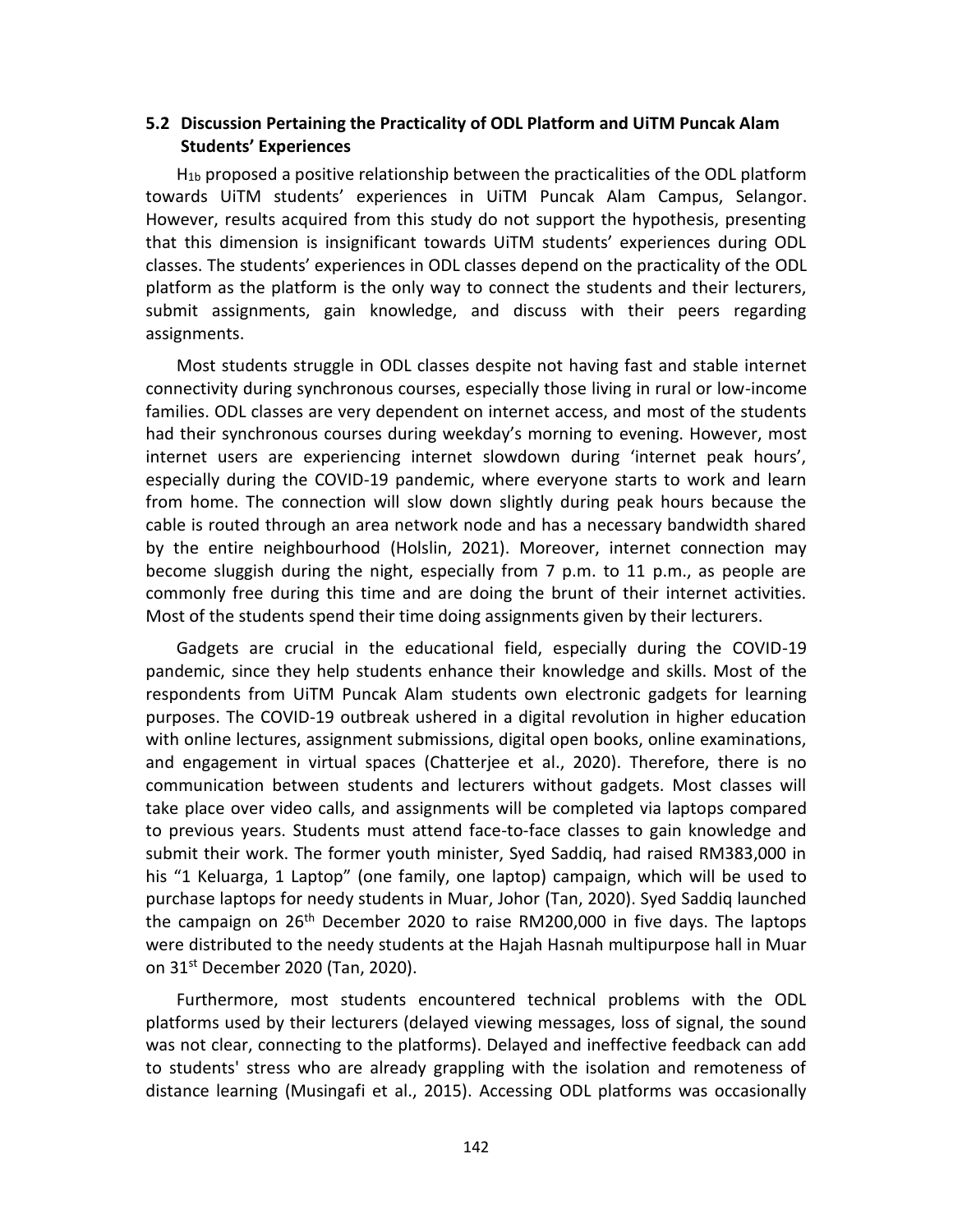## 5.2 Discussion Pertaining the Practicality of ODL Platform and UiTM Puncak Alam Students' Experiences

$H_{1b}$ proposed a positive relationship between the practicalities of the ODL platform towards UiTM students' experiences in UiTM Puncak Alam Campus, Selangor. However, results acquired from this study do not support the hypothesis, presenting that this dimension is insignificant towards UiTM students' experiences during ODL classes. The students' experiences in ODL classes depend on the practicality of the ODL platform as the platform is the only way to connect the students and their lecturers, submit assignments, gain knowledge, and discuss with their peers regarding assignments.

Most students struggle in ODL classes despite not having fast and stable internet connectivity during synchronous courses, especially those living in rural or low-income families. ODL classes are very dependent on internet access, and most of the students had their synchronous courses during weekday's morning to evening. However, most internet users are experiencing internet slowdown during 'internet peak hours', especially during the COVID-19 pandemic, where everyone starts to work and learn from home. The connection will slow down slightly during peak hours because the cable is routed through an area network node and has a necessary bandwidth shared by the entire neighbourhood (Holslin, 2021). Moreover, internet connection may become sluggish during the night, especially from 7 p.m. to 11 p.m., as people are commonly free during this time and are doing the brunt of their internet activities. Most of the students spend their time doing assignments given by their lecturers.

Gadgets are crucial in the educational field, especially during the COVID-19 pandemic, since they help students enhance their knowledge and skills. Most of the respondents from UiTM Puncak Alam students own electronic gadgets for learning purposes. The COVID-19 outbreak ushered in a digital revolution in higher education with online lectures, assignment submissions, digital open books, online examinations, and engagement in virtual spaces (Chatterjee et al., 2020). Therefore, there is no communication between students and lecturers without gadgets. Most classes will take place over video calls, and assignments will be completed via laptops compared to previous years. Students must attend face-to-face classes to gain knowledge and submit their work. The former youth minister, Syed Saddiq, had raised RM383,000 in his "1 Keluarga, 1 Laptop" (one family, one laptop) campaign, which will be used to purchase laptops for needy students in Muar, Johor (Tan, 2020). Syed Saddiq launched the campaign on 26th December 2020 to raise RM200,000 in five days. The laptops were distributed to the needy students at the Hajah Hasnah multipurpose hall in Muar on 31st December 2020 (Tan, 2020).

Furthermore, most students encountered technical problems with the ODL platforms used by their lecturers (delayed viewing messages, loss of signal, the sound was not clear, connecting to the platforms). Delayed and ineffective feedback can add to students' stress who are already grappling with the isolation and remoteness of distance learning (Musingafi et al., 2015). Accessing ODL platforms was occasionally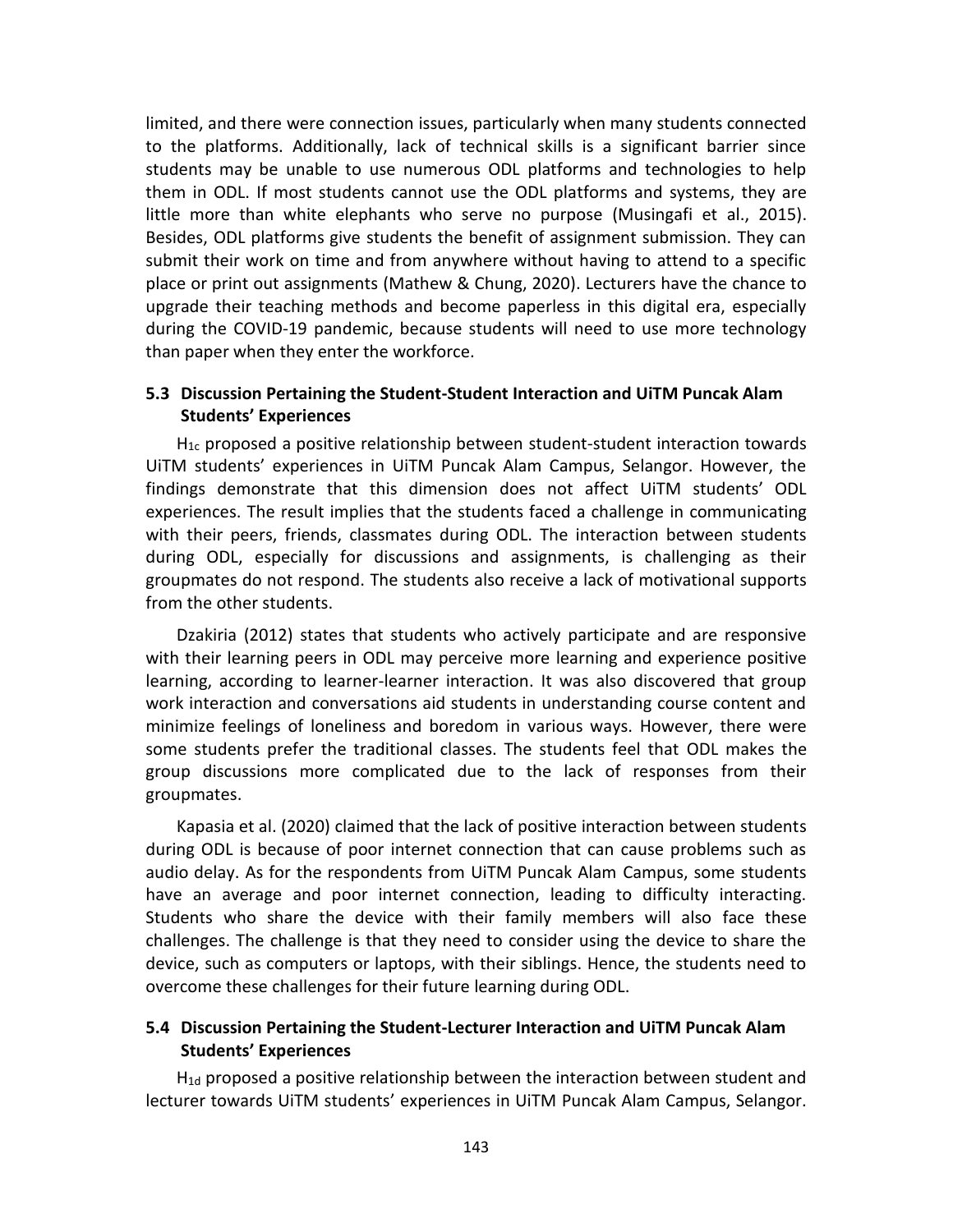limited, and there were connection issues, particularly when many students connected to the platforms. Additionally, lack of technical skills is a significant barrier since students may be unable to use numerous ODL platforms and technologies to help them in ODL. If most students cannot use the ODL platforms and systems, they are little more than white elephants who serve no purpose (Musingafi et al., 2015). Besides, ODL platforms give students the benefit of assignment submission. They can submit their work on time and from anywhere without having to attend to a specific place or print out assignments (Mathew & Chung, 2020). Lecturers have the chance to upgrade their teaching methods and become paperless in this digital era, especially during the COVID-19 pandemic, because students will need to use more technology than paper when they enter the workforce.

### 5.3 Discussion Pertaining the Student-Student Interaction and UiTM Puncak Alam Students' Experiences

$H_{1c}$ proposed a positive relationship between student-student interaction towards UiTM students' experiences in UiTM Puncak Alam Campus, Selangor. However, the findings demonstrate that this dimension does not affect UiTM students' ODL experiences. The result implies that the students faced a challenge in communicating with their peers, friends, classmates during ODL. The interaction between students during ODL, especially for discussions and assignments, is challenging as their groupmates do not respond. The students also receive a lack of motivational supports from the other students.

Dzakiria (2012) states that students who actively participate and are responsive with their learning peers in ODL may perceive more learning and experience positive learning, according to learner-learner interaction. It was also discovered that group work interaction and conversations aid students in understanding course content and minimize feelings of loneliness and boredom in various ways. However, there were some students prefer the traditional classes. The students feel that ODL makes the group discussions more complicated due to the lack of responses from their groupmates.

Kapasia et al. (2020) claimed that the lack of positive interaction between students during ODL is because of poor internet connection that can cause problems such as audio delay. As for the respondents from UiTM Puncak Alam Campus, some students have an average and poor internet connection, leading to difficulty interacting. Students who share the device with their family members will also face these challenges. The challenge is that they need to consider using the device to share the device, such as computers or laptops, with their siblings. Hence, the students need to overcome these challenges for their future learning during ODL.

### 5.4 Discussion Pertaining the Student-Lecturer Interaction and UiTM Puncak Alam Students' Experiences

$H_{1d}$ proposed a positive relationship between the interaction between student and lecturer towards UiTM students' experiences in UiTM Puncak Alam Campus, Selangor.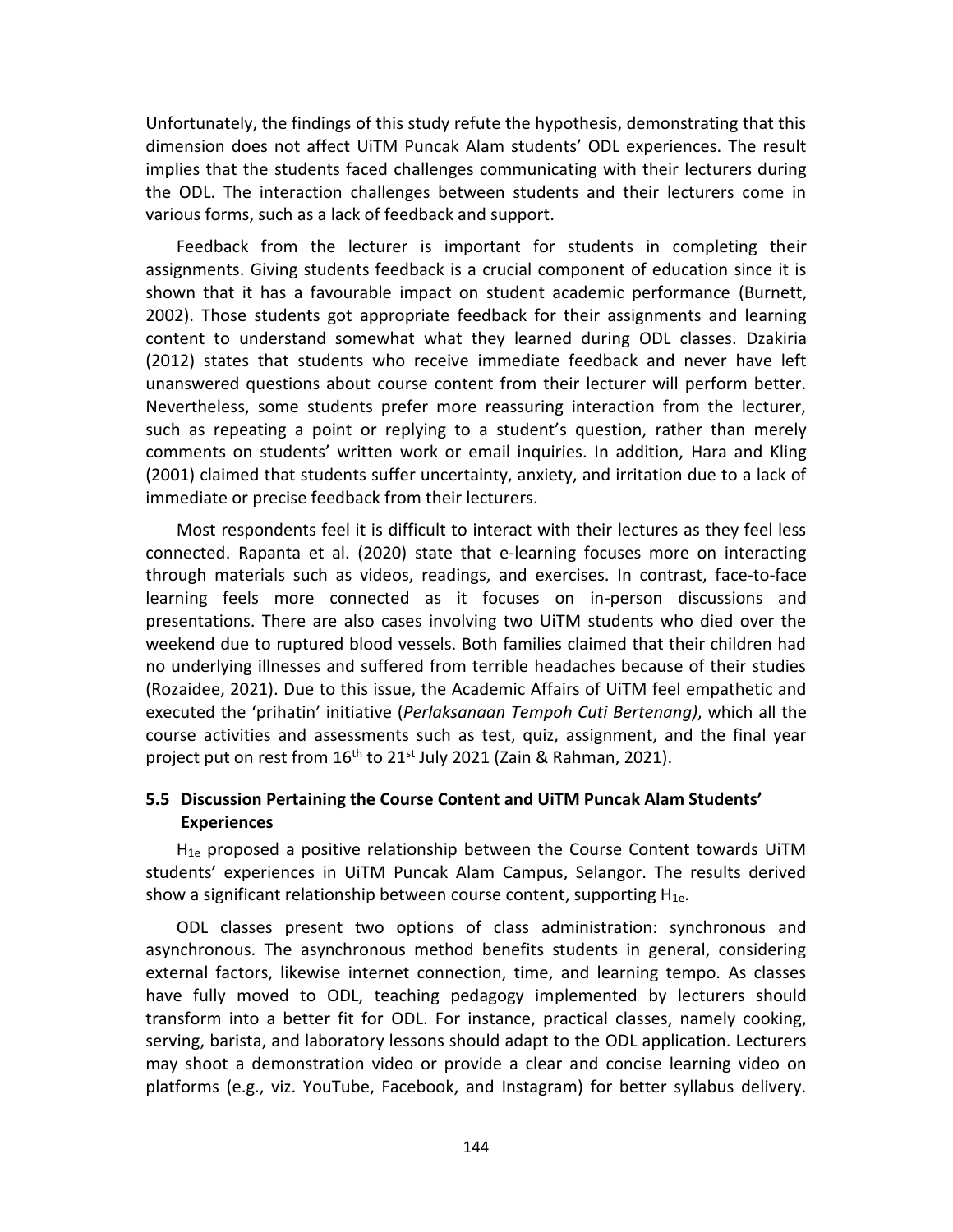Unfortunately, the findings of this study refute the hypothesis, demonstrating that this dimension does not affect UiTM Puncak Alam students' ODL experiences. The result implies that the students faced challenges communicating with their lecturers during the ODL. The interaction challenges between students and their lecturers come in various forms, such as a lack of feedback and support.

Feedback from the lecturer is important for students in completing their assignments. Giving students feedback is a crucial component of education since it is shown that it has a favourable impact on student academic performance (Burnett, 2002). Those students got appropriate feedback for their assignments and learning content to understand somewhat what they learned during ODL classes. Dzakiria (2012) states that students who receive immediate feedback and never have left unanswered questions about course content from their lecturer will perform better. Nevertheless, some students prefer more reassuring interaction from the lecturer, such as repeating a point or replying to a student's question, rather than merely comments on students' written work or email inquiries. In addition, Hara and Kling (2001) claimed that students suffer uncertainty, anxiety, and irritation due to a lack of immediate or precise feedback from their lecturers.

Most respondents feel it is difficult to interact with their lectures as they feel less connected. Rapanta et al. (2020) state that e-learning focuses more on interacting through materials such as videos, readings, and exercises. In contrast, face-to-face learning feels more connected as it focuses on in-person discussions and presentations. There are also cases involving two UiTM students who died over the weekend due to ruptured blood vessels. Both families claimed that their children had no underlying illnesses and suffered from terrible headaches because of their studies (Rozaidee, 2021). Due to this issue, the Academic Affairs of UiTM feel empathetic and executed the 'prihatin' initiative (*Perlaksanaan Tempoh Cuti Bertenang)*, which all the course activities and assessments such as test, quiz, assignment, and the final year project put on rest from 16th to 21st July 2021 (Zain & Rahman, 2021).

### 5.5 Discussion Pertaining the Course Content and UiTM Puncak Alam Students' Experiences

$H_{1e}$ proposed a positive relationship between the Course Content towards UiTM students' experiences in UiTM Puncak Alam Campus, Selangor. The results derived show a significant relationship between course content, supporting $H_{1e}$.

ODL classes present two options of class administration: synchronous and asynchronous. The asynchronous method benefits students in general, considering external factors, likewise internet connection, time, and learning tempo. As classes have fully moved to ODL, teaching pedagogy implemented by lecturers should transform into a better fit for ODL. For instance, practical classes, namely cooking, serving, barista, and laboratory lessons should adapt to the ODL application. Lecturers may shoot a demonstration video or provide a clear and concise learning video on platforms (e.g., viz. YouTube, Facebook, and Instagram) for better syllabus delivery.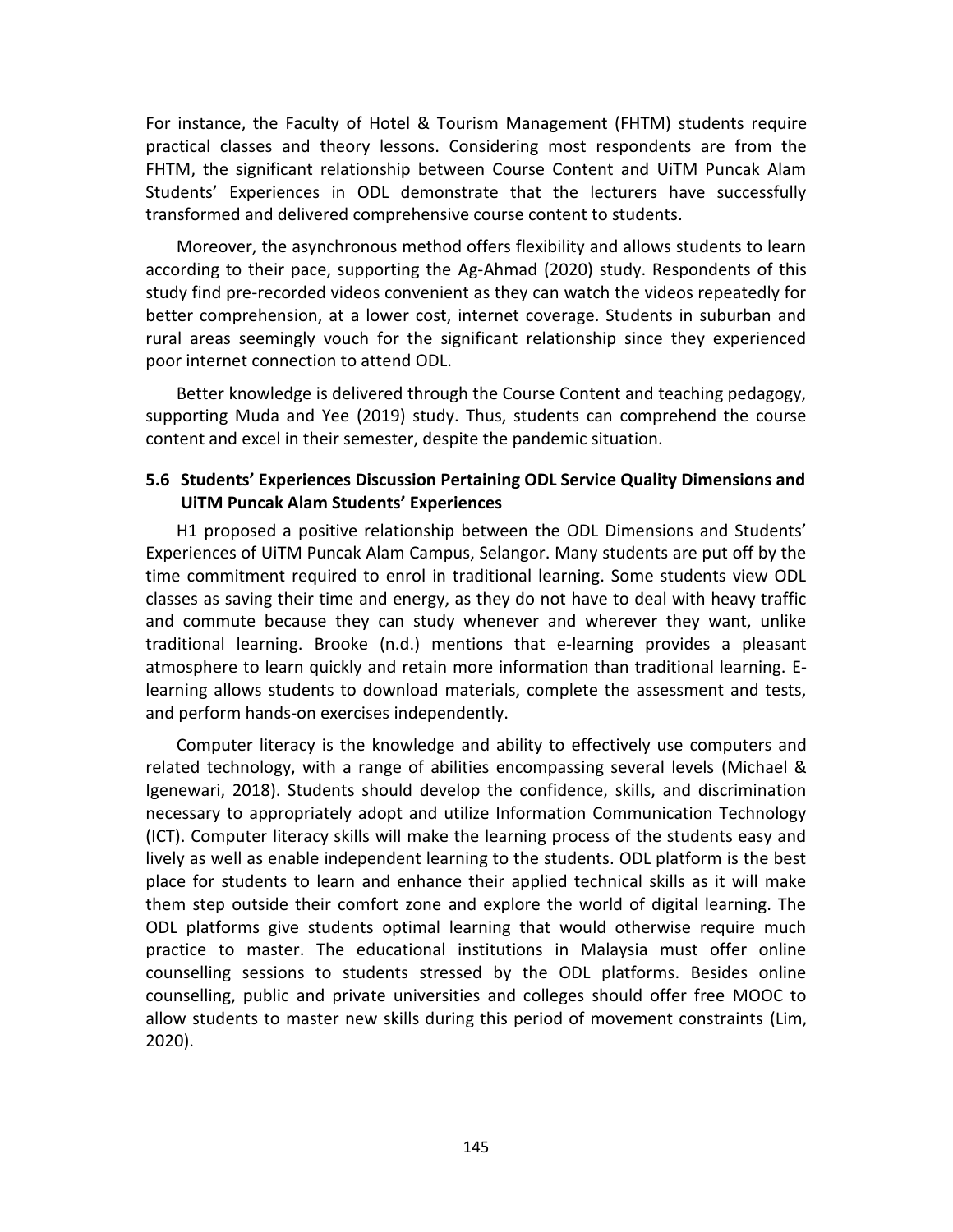For instance, the Faculty of Hotel & Tourism Management (FHTM) students require practical classes and theory lessons. Considering most respondents are from the FHTM, the significant relationship between Course Content and UiTM Puncak Alam Students' Experiences in ODL demonstrate that the lecturers have successfully transformed and delivered comprehensive course content to students.

Moreover, the asynchronous method offers flexibility and allows students to learn according to their pace, supporting the Ag-Ahmad (2020) study. Respondents of this study find pre-recorded videos convenient as they can watch the videos repeatedly for better comprehension, at a lower cost, internet coverage. Students in suburban and rural areas seemingly vouch for the significant relationship since they experienced poor internet connection to attend ODL.

Better knowledge is delivered through the Course Content and teaching pedagogy, supporting Muda and Yee (2019) study. Thus, students can comprehend the course content and excel in their semester, despite the pandemic situation.

### 5.6 Students' Experiences Discussion Pertaining ODL Service Quality Dimensions and UiTM Puncak Alam Students' Experiences

H1 proposed a positive relationship between the ODL Dimensions and Students' Experiences of UiTM Puncak Alam Campus, Selangor. Many students are put off by the time commitment required to enrol in traditional learning. Some students view ODL classes as saving their time and energy, as they do not have to deal with heavy traffic and commute because they can study whenever and wherever they want, unlike traditional learning. Brooke (n.d.) mentions that e-learning provides a pleasant atmosphere to learn quickly and retain more information than traditional learning. E-learning allows students to download materials, complete the assessment and tests, and perform hands-on exercises independently.

Computer literacy is the knowledge and ability to effectively use computers and related technology, with a range of abilities encompassing several levels (Michael & Igenewari, 2018). Students should develop the confidence, skills, and discrimination necessary to appropriately adopt and utilize Information Communication Technology (ICT). Computer literacy skills will make the learning process of the students easy and lively as well as enable independent learning to the students. ODL platform is the best place for students to learn and enhance their applied technical skills as it will make them step outside their comfort zone and explore the world of digital learning. The ODL platforms give students optimal learning that would otherwise require much practice to master. The educational institutions in Malaysia must offer online counselling sessions to students stressed by the ODL platforms. Besides online counselling, public and private universities and colleges should offer free MOOC to allow students to master new skills during this period of movement constraints (Lim, 2020).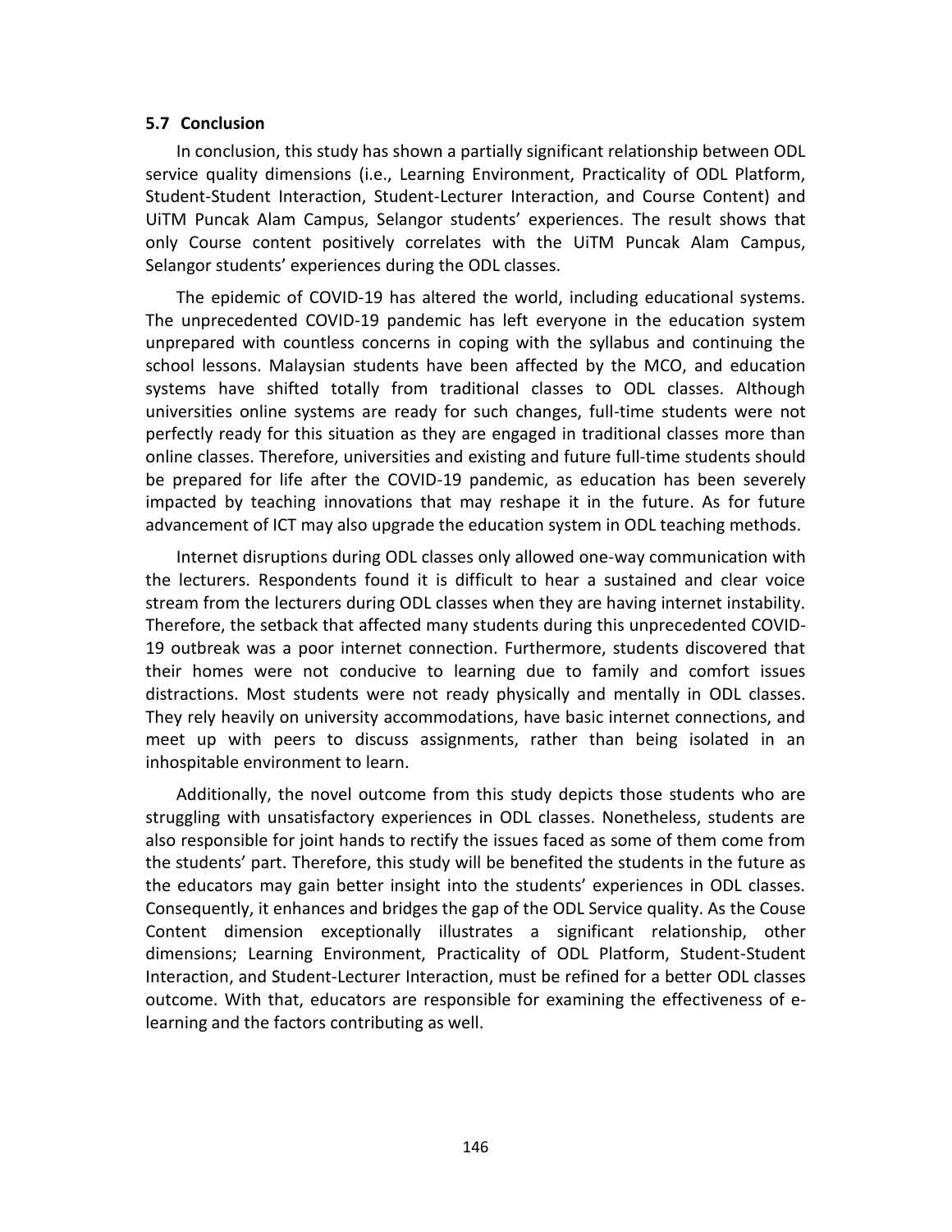### 5.7 Conclusion

In conclusion, this study has shown a partially significant relationship between ODL service quality dimensions (i.e., Learning Environment, Practicality of ODL Platform, Student-Student Interaction, Student-Lecturer Interaction, and Course Content) and UiTM Puncak Alam Campus, Selangor students' experiences. The result shows that only Course content positively correlates with the UiTM Puncak Alam Campus, Selangor students' experiences during the ODL classes.

The epidemic of COVID-19 has altered the world, including educational systems. The unprecedented COVID-19 pandemic has left everyone in the education system unprepared with countless concerns in coping with the syllabus and continuing the school lessons. Malaysian students have been affected by the MCO, and education systems have shifted totally from traditional classes to ODL classes. Although universities online systems are ready for such changes, full-time students were not perfectly ready for this situation as they are engaged in traditional classes more than online classes. Therefore, universities and existing and future full-time students should be prepared for life after the COVID-19 pandemic, as education has been severely impacted by teaching innovations that may reshape it in the future. As for future advancement of ICT may also upgrade the education system in ODL teaching methods.

Internet disruptions during ODL classes only allowed one-way communication with the lecturers. Respondents found it is difficult to hear a sustained and clear voice stream from the lecturers during ODL classes when they are having internet instability. Therefore, the setback that affected many students during this unprecedented COVID-19 outbreak was a poor internet connection. Furthermore, students discovered that their homes were not conducive to learning due to family and comfort issues distractions. Most students were not ready physically and mentally in ODL classes. They rely heavily on university accommodations, have basic internet connections, and meet up with peers to discuss assignments, rather than being isolated in an inhospitable environment to learn.

Additionally, the novel outcome from this study depicts those students who are struggling with unsatisfactory experiences in ODL classes. Nonetheless, students are also responsible for joint hands to rectify the issues faced as some of them come from the students' part. Therefore, this study will be benefited the students in the future as the educators may gain better insight into the students' experiences in ODL classes. Consequently, it enhances and bridges the gap of the ODL Service quality. As the Couse Content dimension exceptionally illustrates a significant relationship, other dimensions; Learning Environment, Practicality of ODL Platform, Student-Student Interaction, and Student-Lecturer Interaction, must be refined for a better ODL classes outcome. With that, educators are responsible for examining the effectiveness of e-learning and the factors contributing as well.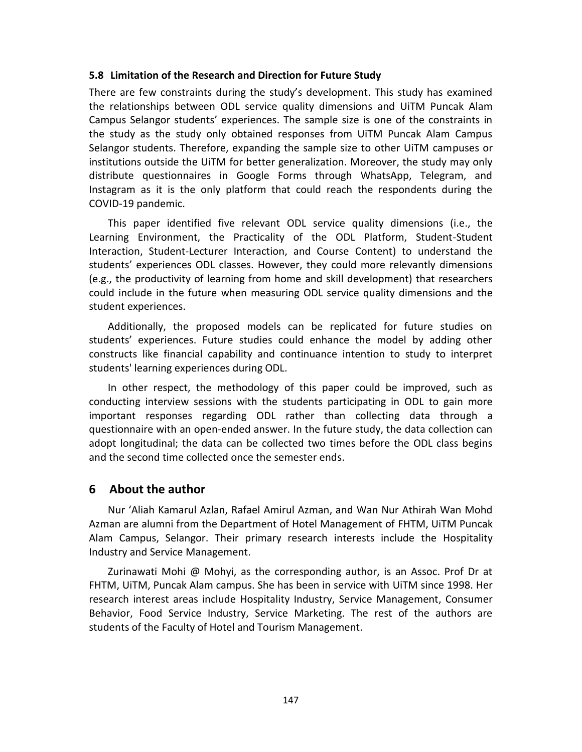### 5.8 Limitation of the Research and Direction for Future Study

There are few constraints during the study's development. This study has examined the relationships between ODL service quality dimensions and UiTM Puncak Alam Campus Selangor students' experiences. The sample size is one of the constraints in the study as the study only obtained responses from UiTM Puncak Alam Campus Selangor students. Therefore, expanding the sample size to other UiTM campuses or institutions outside the UiTM for better generalization. Moreover, the study may only distribute questionnaires in Google Forms through WhatsApp, Telegram, and Instagram as it is the only platform that could reach the respondents during the COVID-19 pandemic.

This paper identified five relevant ODL service quality dimensions (i.e., the Learning Environment, the Practicality of the ODL Platform, Student-Student Interaction, Student-Lecturer Interaction, and Course Content) to understand the students' experiences ODL classes. However, they could more relevantly dimensions (e.g., the productivity of learning from home and skill development) that researchers could include in the future when measuring ODL service quality dimensions and the student experiences.

Additionally, the proposed models can be replicated for future studies on students' experiences. Future studies could enhance the model by adding other constructs like financial capability and continuance intention to study to interpret students' learning experiences during ODL.

In other respect, the methodology of this paper could be improved, such as conducting interview sessions with the students participating in ODL to gain more important responses regarding ODL rather than collecting data through a questionnaire with an open-ended answer. In the future study, the data collection can adopt longitudinal; the data can be collected two times before the ODL class begins and the second time collected once the semester ends.

## 6 About the author

Nur 'Aliah Kamarul Azlan, Rafael Amirul Azman, and Wan Nur Athirah Wan Mohd Azman are alumni from the Department of Hotel Management of FHTM, UiTM Puncak Alam Campus, Selangor. Their primary research interests include the Hospitality Industry and Service Management.

Zurinawati Mohi @ Mohyi, as the corresponding author, is an Assoc. Prof Dr at FHTM, UiTM, Puncak Alam campus. She has been in service with UiTM since 1998. Her research interest areas include Hospitality Industry, Service Management, Consumer Behavior, Food Service Industry, Service Marketing. The rest of the authors are students of the Faculty of Hotel and Tourism Management.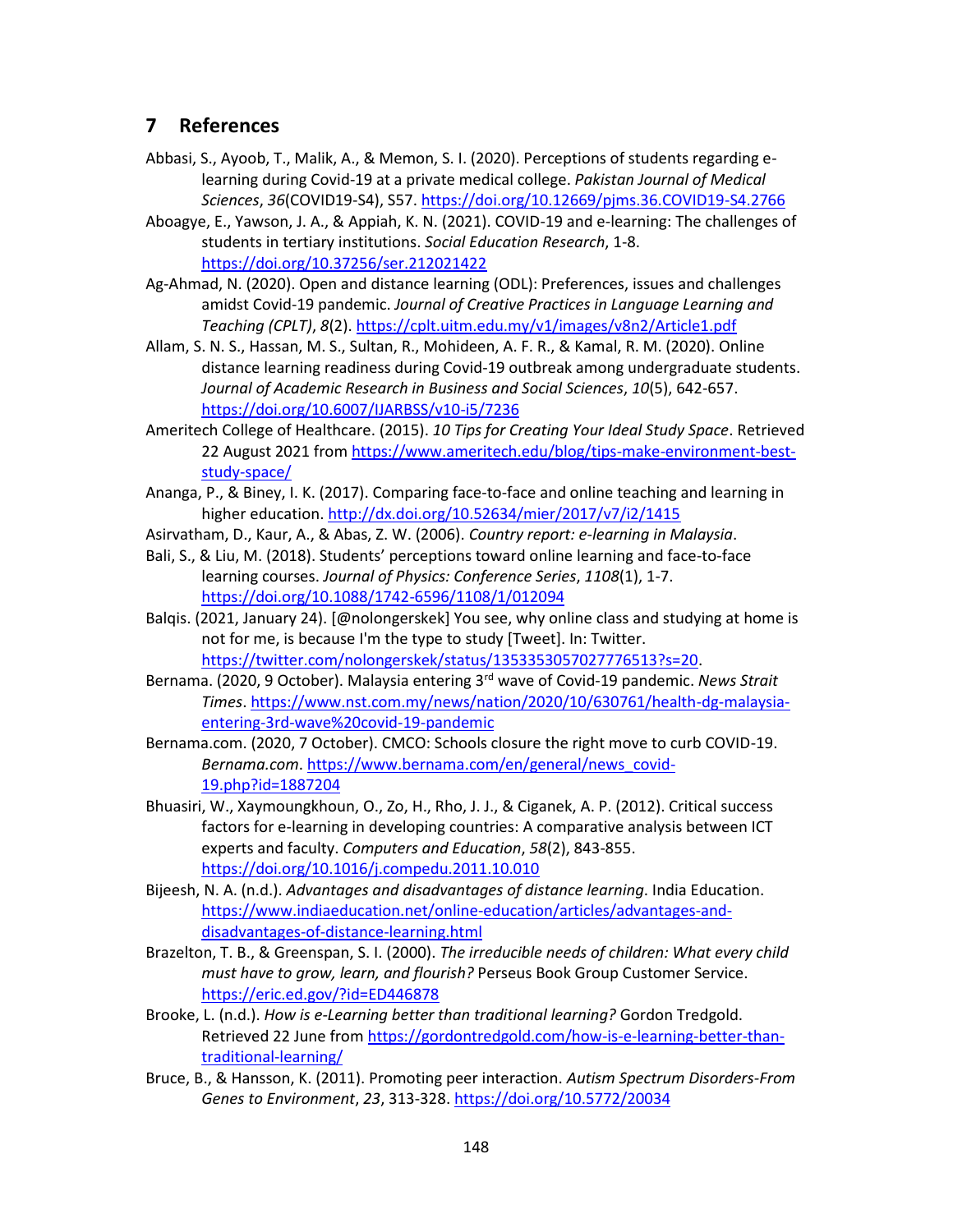## 7 References

Abbasi, S., Ayoob, T., Malik, A., & Memon, S. I. (2020). Perceptions of students regarding e-learning during Covid-19 at a private medical college. *Pakistan Journal of Medical Sciences*, *36*(COVID19-S4), S57. https://doi.org/10.12669/pjms.36.COVID19-S4.2766

Aboagye, E., Yawson, J. A., & Appiah, K. N. (2021). COVID-19 and e-learning: The challenges of students in tertiary institutions. *Social Education Research*, 1-8. https://doi.org/10.37256/ser.212021422

Ag-Ahmad, N. (2020). Open and distance learning (ODL): Preferences, issues and challenges amidst Covid-19 pandemic. *Journal of Creative Practices in Language Learning and Teaching (CPLT)*, *8*(2). https://cplt.uitm.edu.my/v1/images/v8n2/Article1.pdf

Allam, S. N. S., Hassan, M. S., Sultan, R., Mohideen, A. F. R., & Kamal, R. M. (2020). Online distance learning readiness during Covid-19 outbreak among undergraduate students. *Journal of Academic Research in Business and Social Sciences*, *10*(5), 642-657. https://doi.org/10.6007/IJARBSS/v10-i5/7236

Ameritech College of Healthcare. (2015). *10 Tips for Creating Your Ideal Study Space*. Retrieved 22 August 2021 from https://www.ameritech.edu/blog/tips-make-environment-best-study-space/

Ananga, P., & Biney, I. K. (2017). Comparing face-to-face and online teaching and learning in higher education. http://dx.doi.org/10.52634/mier/2017/v7/i2/1415

Asirvatham, D., Kaur, A., & Abas, Z. W. (2006). *Country report: e-learning in Malaysia*.

Bali, S., & Liu, M. (2018). Students' perceptions toward online learning and face-to-face learning courses. *Journal of Physics: Conference Series*, *1108*(1), 1-7. https://doi.org/10.1088/1742-6596/1108/1/012094

Balqis. (2021, January 24). [@nolongerskek] You see, why online class and studying at home is not for me, is because I'm the type to study [Tweet]. In: Twitter. https://twitter.com/nolongerskek/status/1353353057027776513?s=20.

Bernama. (2020, 9 October). Malaysia entering 3rd wave of Covid-19 pandemic. *News Strait Times*. https://www.nst.com.my/news/nation/2020/10/630761/health-dg-malaysia-entering-3rd-wave%20covid-19-pandemic

Bernama.com. (2020, 7 October). CMCO: Schools closure the right move to curb COVID-19. *Bernama.com*. https://www.bernama.com/en/general/news_covid-19.php?id=1887204

Bhuasiri, W., Xaymoungkhoun, O., Zo, H., Rho, J. J., & Ciganek, A. P. (2012). Critical success factors for e-learning in developing countries: A comparative analysis between ICT experts and faculty. *Computers and Education*, *58*(2), 843-855. https://doi.org/10.1016/j.compedu.2011.10.010

Bijeesh, N. A. (n.d.). *Advantages and disadvantages of distance learning*. India Education. https://www.indiaeducation.net/online-education/articles/advantages-and-disadvantages-of-distance-learning.html

Brazelton, T. B., & Greenspan, S. I. (2000). *The irreducible needs of children: What every child must have to grow, learn, and flourish?* Perseus Book Group Customer Service. https://eric.ed.gov/?id=ED446878

Brooke, L. (n.d.). *How is e-Learning better than traditional learning?* Gordon Tredgold. Retrieved 22 June from https://gordontredgold.com/how-is-e-learning-better-than-traditional-learning/

Bruce, B., & Hansson, K. (2011). Promoting peer interaction. *Autism Spectrum Disorders-From Genes to Environment*, *23*, 313-328. https://doi.org/10.5772/20034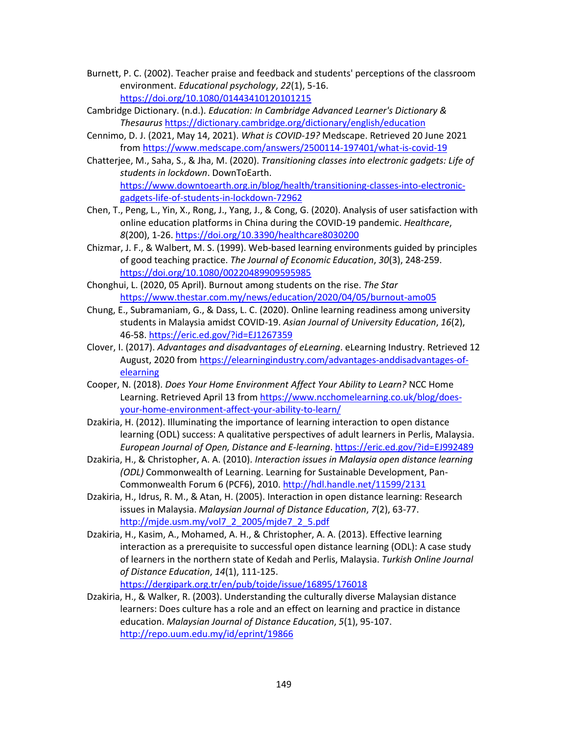Burnett, P. C. (2002). Teacher praise and feedback and students' perceptions of the classroom environment. *Educational psychology*, *22*(1), 5-16. https://doi.org/10.1080/01443410120101215

Cambridge Dictionary. (n.d.). *Education: In Cambridge Advanced Learner's Dictionary & Thesaurus* https://dictionary.cambridge.org/dictionary/english/education

Cennimo, D. J. (2021, May 14, 2021). *What is COVID-19?* Medscape. Retrieved 20 June 2021 from https://www.medscape.com/answers/2500114-197401/what-is-covid-19

Chatterjee, M., Saha, S., & Jha, M. (2020). *Transitioning classes into electronic gadgets: Life of students in lockdown*. DownToEarth. https://www.downtoearth.org.in/blog/health/transitioning-classes-into-electronic-gadgets-life-of-students-in-lockdown-72962

Chen, T., Peng, L., Yin, X., Rong, J., Yang, J., & Cong, G. (2020). Analysis of user satisfaction with online education platforms in China during the COVID-19 pandemic. *Healthcare*, *8*(200), 1-26. https://doi.org/10.3390/healthcare8030200

Chizmar, J. F., & Walbert, M. S. (1999). Web-based learning environments guided by principles of good teaching practice. *The Journal of Economic Education*, *30*(3), 248-259. https://doi.org/10.1080/00220489909595985

Chonghui, L. (2020, 05 April). Burnout among students on the rise. *The Star* https://www.thestar.com.my/news/education/2020/04/05/burnout-amo05

Chung, E., Subramaniam, G., & Dass, L. C. (2020). Online learning readiness among university students in Malaysia amidst COVID-19. *Asian Journal of University Education*, *16*(2), 46-58. https://eric.ed.gov/?id=EJ1267359

Clover, I. (2017). *Advantages and disadvantages of eLearning*. eLearning Industry. Retrieved 12 August, 2020 from https://elearningindustry.com/advantages-anddisadvantages-of-elearning

Cooper, N. (2018). *Does Your Home Environment Affect Your Ability to Learn?* NCC Home Learning. Retrieved April 13 from https://www.ncchomelearning.co.uk/blog/does-your-home-environment-affect-your-ability-to-learn/

Dzakiria, H. (2012). Illuminating the importance of learning interaction to open distance learning (ODL) success: A qualitative perspectives of adult learners in Perlis, Malaysia. *European Journal of Open, Distance and E-learning*. https://eric.ed.gov/?id=EJ992489

Dzakiria, H., & Christopher, A. A. (2010). *Interaction issues in Malaysia open distance learning (ODL)* Commonwealth of Learning. Learning for Sustainable Development, Pan-Commonwealth Forum 6 (PCF6), 2010. http://hdl.handle.net/11599/2131

Dzakiria, H., Idrus, R. M., & Atan, H. (2005). Interaction in open distance learning: Research issues in Malaysia. *Malaysian Journal of Distance Education*, *7*(2), 63-77. http://mjde.usm.my/vol7_2_2005/mjde7_2_5.pdf

Dzakiria, H., Kasim, A., Mohamed, A. H., & Christopher, A. A. (2013). Effective learning interaction as a prerequisite to successful open distance learning (ODL): A case study of learners in the northern state of Kedah and Perlis, Malaysia. *Turkish Online Journal of Distance Education*, *14*(1), 111-125. https://dergipark.org.tr/en/pub/tojde/issue/16895/176018

Dzakiria, H., & Walker, R. (2003). Understanding the culturally diverse Malaysian distance learners: Does culture has a role and an effect on learning and practice in distance education. *Malaysian Journal of Distance Education*, *5*(1), 95-107. http://repo.uum.edu.my/id/eprint/19866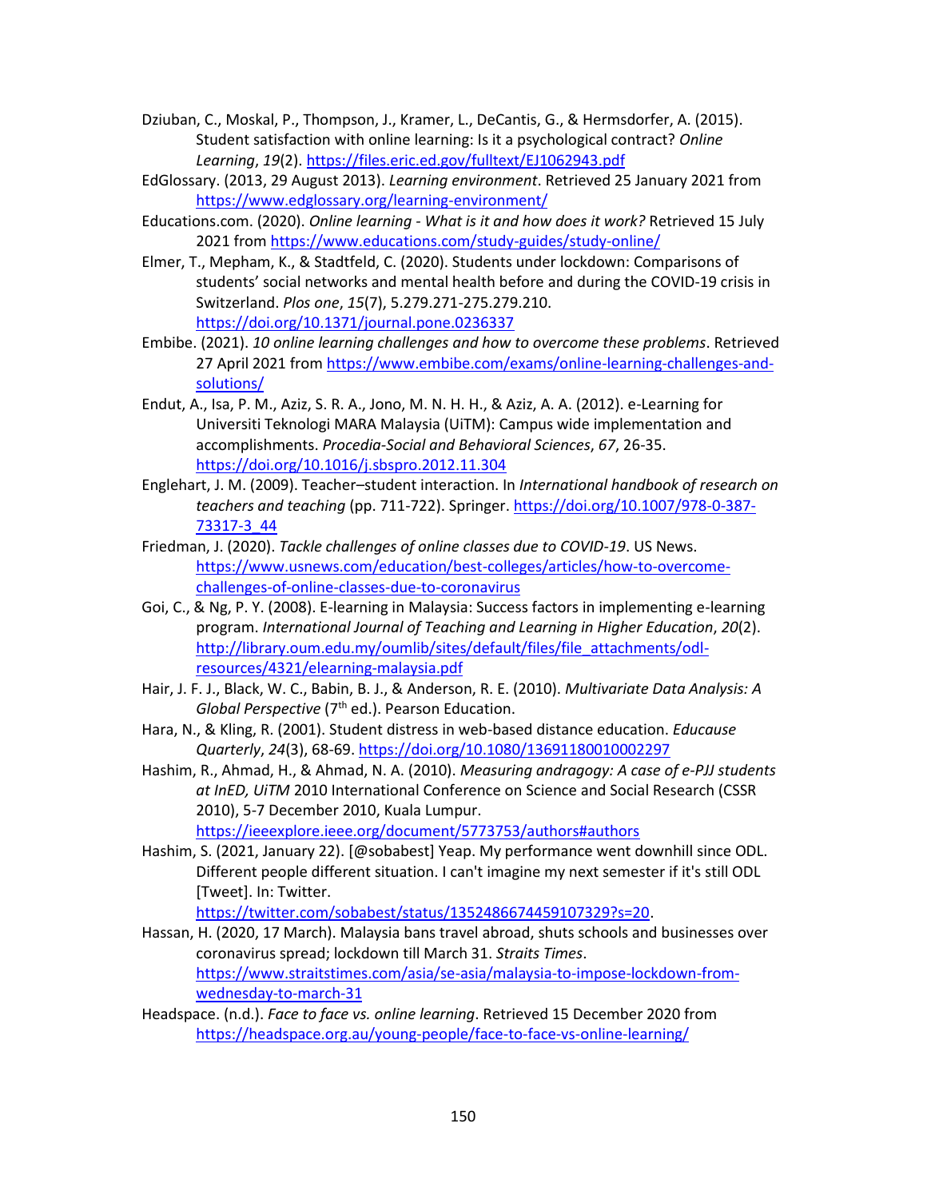Dziuban, C., Moskal, P., Thompson, J., Kramer, L., DeCantis, G., & Hermsdorfer, A. (2015). Student satisfaction with online learning: Is it a psychological contract? *Online Learning*, *19*(2). https://files.eric.ed.gov/fulltext/EJ1062943.pdf

EdGlossary. (2013, 29 August 2013). *Learning environment*. Retrieved 25 January 2021 from https://www.edglossary.org/learning-environment/

Educations.com. (2020). *Online learning - What is it and how does it work?* Retrieved 15 July 2021 from https://www.educations.com/study-guides/study-online/

Elmer, T., Mepham, K., & Stadtfeld, C. (2020). Students under lockdown: Comparisons of students' social networks and mental health before and during the COVID-19 crisis in Switzerland. *Plos one*, *15*(7), 5.279.271-275.279.210. https://doi.org/10.1371/journal.pone.0236337

Embibe. (2021). *10 online learning challenges and how to overcome these problems*. Retrieved 27 April 2021 from https://www.embibe.com/exams/online-learning-challenges-and-solutions/

Endut, A., Isa, P. M., Aziz, S. R. A., Jono, M. N. H. H., & Aziz, A. A. (2012). e-Learning for Universiti Teknologi MARA Malaysia (UiTM): Campus wide implementation and accomplishments. *Procedia-Social and Behavioral Sciences*, *67*, 26-35. https://doi.org/10.1016/j.sbspro.2012.11.304

Englehart, J. M. (2009). Teacher–student interaction. In *International handbook of research on teachers and teaching* (pp. 711-722). Springer. https://doi.org/10.1007/978-0-387-73317-3_44

Friedman, J. (2020). *Tackle challenges of online classes due to COVID-19*. US News. https://www.usnews.com/education/best-colleges/articles/how-to-overcome-challenges-of-online-classes-due-to-coronavirus

Goi, C., & Ng, P. Y. (2008). E-learning in Malaysia: Success factors in implementing e-learning program. *International Journal of Teaching and Learning in Higher Education*, *20*(2). http://library.oum.edu.my/oumlib/sites/default/files/file_attachments/odl-resources/4321/elearning-malaysia.pdf

Hair, J. F. J., Black, W. C., Babin, B. J., & Anderson, R. E. (2010). *Multivariate Data Analysis: A Global Perspective* (7th ed.). Pearson Education.

Hara, N., & Kling, R. (2001). Student distress in web-based distance education. *Educause Quarterly*, *24*(3), 68-69. https://doi.org/10.1080/13691180010002297

Hashim, R., Ahmad, H., & Ahmad, N. A. (2010). *Measuring andragogy: A case of e-PJJ students at InED, UiTM* 2010 International Conference on Science and Social Research (CSSR 2010), 5-7 December 2010, Kuala Lumpur. https://ieeexplore.ieee.org/document/5773753/authors#authors

Hashim, S. (2021, January 22). [@sobabest] Yeap. My performance went downhill since ODL. Different people different situation. I can't imagine my next semester if it's still ODL [Tweet]. In: Twitter. https://twitter.com/sobabest/status/1352486674459107329?s=20.

Hassan, H. (2020, 17 March). Malaysia bans travel abroad, shuts schools and businesses over coronavirus spread; lockdown till March 31. *Straits Times*. https://www.straitstimes.com/asia/se-asia/malaysia-to-impose-lockdown-from-wednesday-to-march-31

Headspace. (n.d.). *Face to face vs. online learning*. Retrieved 15 December 2020 from https://headspace.org.au/young-people/face-to-face-vs-online-learning/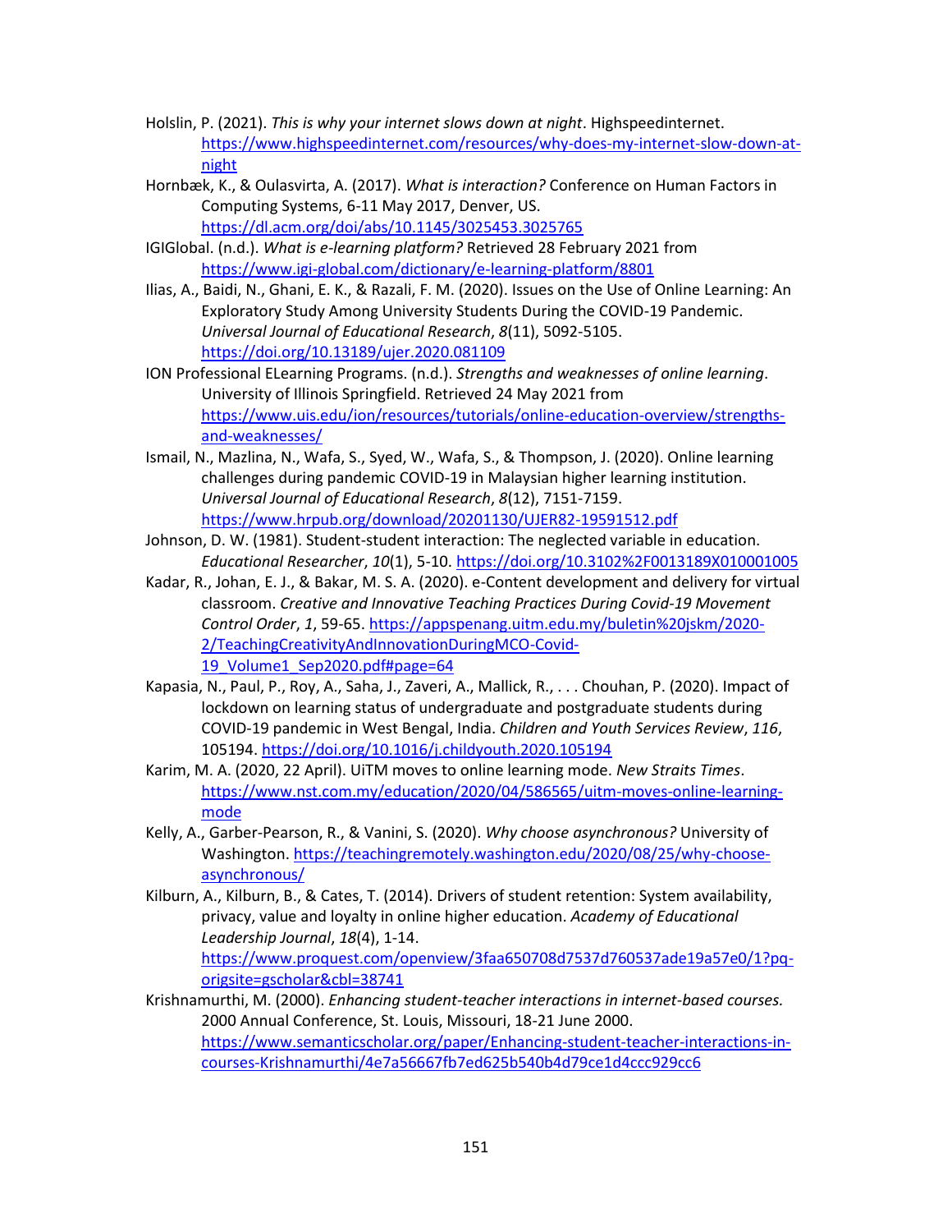Holslin, P. (2021). *This is why your internet slows down at night*. Highspeedinternet. https://www.highspeedinternet.com/resources/why-does-my-internet-slow-down-at-night

Hornbæk, K., & Oulasvirta, A. (2017). *What is interaction?* Conference on Human Factors in Computing Systems, 6-11 May 2017, Denver, US. https://dl.acm.org/doi/abs/10.1145/3025453.3025765

IGIGlobal. (n.d.). *What is e-learning platform?* Retrieved 28 February 2021 from https://www.igi-global.com/dictionary/e-learning-platform/8801

Ilias, A., Baidi, N., Ghani, E. K., & Razali, F. M. (2020). Issues on the Use of Online Learning: An Exploratory Study Among University Students During the COVID-19 Pandemic. *Universal Journal of Educational Research*, *8*(11), 5092-5105. https://doi.org/10.13189/ujer.2020.081109

ION Professional ELearning Programs. (n.d.). *Strengths and weaknesses of online learning*. University of Illinois Springfield. Retrieved 24 May 2021 from https://www.uis.edu/ion/resources/tutorials/online-education-overview/strengths-and-weaknesses/

Ismail, N., Mazlina, N., Wafa, S., Syed, W., Wafa, S., & Thompson, J. (2020). Online learning challenges during pandemic COVID-19 in Malaysian higher learning institution. *Universal Journal of Educational Research*, *8*(12), 7151-7159. https://www.hrpub.org/download/20201130/UJER82-19591512.pdf

Johnson, D. W. (1981). Student-student interaction: The neglected variable in education. *Educational Researcher*, *10*(1), 5-10. https://doi.org/10.3102%2F0013189X010001005

Kadar, R., Johan, E. J., & Bakar, M. S. A. (2020). e-Content development and delivery for virtual classroom. *Creative and Innovative Teaching Practices During Covid-19 Movement Control Order*, *1*, 59-65. https://appspenang.uitm.edu.my/buletin%20jskm/2020-2/TeachingCreativityAndInnovationDuringMCO-Covid-19_Volume1_Sep2020.pdf#page=64

Kapasia, N., Paul, P., Roy, A., Saha, J., Zaveri, A., Mallick, R., . . . Chouhan, P. (2020). Impact of lockdown on learning status of undergraduate and postgraduate students during COVID-19 pandemic in West Bengal, India. *Children and Youth Services Review*, *116*, 105194. https://doi.org/10.1016/j.childyouth.2020.105194

Karim, M. A. (2020, 22 April). UiTM moves to online learning mode. *New Straits Times*. https://www.nst.com.my/education/2020/04/586565/uitm-moves-online-learning-mode

Kelly, A., Garber-Pearson, R., & Vanini, S. (2020). *Why choose asynchronous?* University of Washington. https://teachingremotely.washington.edu/2020/08/25/why-choose-asynchronous/

Kilburn, A., Kilburn, B., & Cates, T. (2014). Drivers of student retention: System availability, privacy, value and loyalty in online higher education. *Academy of Educational Leadership Journal*, *18*(4), 1-14. https://www.proquest.com/openview/3faa650708d7537d760537ade19a57e0/1?pq-origsite=gscholar&cbl=38741

Krishnamurthi, M. (2000). *Enhancing student-teacher interactions in internet-based courses.* 2000 Annual Conference, St. Louis, Missouri, 18-21 June 2000. https://www.semanticscholar.org/paper/Enhancing-student-teacher-interactions-in-courses-Krishnamurthi/4e7a56667fb7ed625b540b4d79ce1d4ccc929cc6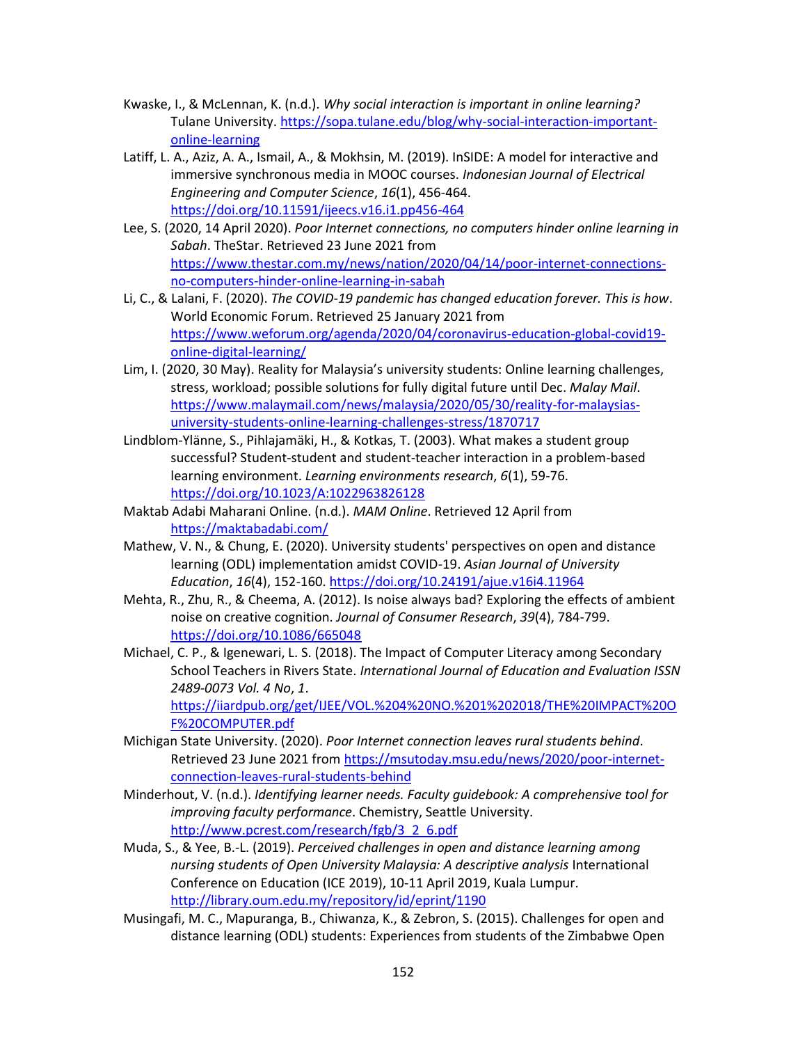Kwaske, I., & McLennan, K. (n.d.). *Why social interaction is important in online learning?* Tulane University. https://sopa.tulane.edu/blog/why-social-interaction-important-online-learning

Latiff, L. A., Aziz, A. A., Ismail, A., & Mokhsin, M. (2019). InSIDE: A model for interactive and immersive synchronous media in MOOC courses. *Indonesian Journal of Electrical Engineering and Computer Science*, *16*(1), 456-464. https://doi.org/10.11591/ijeecs.v16.i1.pp456-464

Lee, S. (2020, 14 April 2020). *Poor Internet connections, no computers hinder online learning in Sabah*. TheStar. Retrieved 23 June 2021 from https://www.thestar.com.my/news/nation/2020/04/14/poor-internet-connections-no-computers-hinder-online-learning-in-sabah

Li, C., & Lalani, F. (2020). *The COVID-19 pandemic has changed education forever. This is how*. World Economic Forum. Retrieved 25 January 2021 from https://www.weforum.org/agenda/2020/04/coronavirus-education-global-covid19-online-digital-learning/

Lim, I. (2020, 30 May). Reality for Malaysia's university students: Online learning challenges, stress, workload; possible solutions for fully digital future until Dec. *Malay Mail*. https://www.malaymail.com/news/malaysia/2020/05/30/reality-for-malaysias-university-students-online-learning-challenges-stress/1870717

Lindblom-Ylänne, S., Pihlajamäki, H., & Kotkas, T. (2003). What makes a student group successful? Student-student and student-teacher interaction in a problem-based learning environment. *Learning environments research*, *6*(1), 59-76. https://doi.org/10.1023/A:1022963826128

Maktab Adabi Maharani Online. (n.d.). *MAM Online*. Retrieved 12 April from https://maktabadabi.com/

Mathew, V. N., & Chung, E. (2020). University students' perspectives on open and distance learning (ODL) implementation amidst COVID-19. *Asian Journal of University Education*, *16*(4), 152-160. https://doi.org/10.24191/ajue.v16i4.11964

Mehta, R., Zhu, R., & Cheema, A. (2012). Is noise always bad? Exploring the effects of ambient noise on creative cognition. *Journal of Consumer Research*, *39*(4), 784-799. https://doi.org/10.1086/665048

Michael, C. P., & Igenewari, L. S. (2018). The Impact of Computer Literacy among Secondary School Teachers in Rivers State. *International Journal of Education and Evaluation ISSN 2489-0073 Vol. 4 No*, *1*. https://iiardpub.org/get/IJEE/VOL.%204%20NO.%201%202018/THE%20IMPACT%20OF%20COMPUTER.pdf

Michigan State University. (2020). *Poor Internet connection leaves rural students behind*. Retrieved 23 June 2021 from https://msutoday.msu.edu/news/2020/poor-internet-connection-leaves-rural-students-behind

Minderhout, V. (n.d.). *Identifying learner needs. Faculty guidebook: A comprehensive tool for improving faculty performance*. Chemistry, Seattle University. http://www.pcrest.com/research/fgb/3_2_6.pdf

Muda, S., & Yee, B.-L. (2019). *Perceived challenges in open and distance learning among nursing students of Open University Malaysia: A descriptive analysis* International Conference on Education (ICE 2019), 10-11 April 2019, Kuala Lumpur. http://library.oum.edu.my/repository/id/eprint/1190

Musingafi, M. C., Mapuranga, B., Chiwanza, K., & Zebron, S. (2015). Challenges for open and distance learning (ODL) students: Experiences from students of the Zimbabwe Open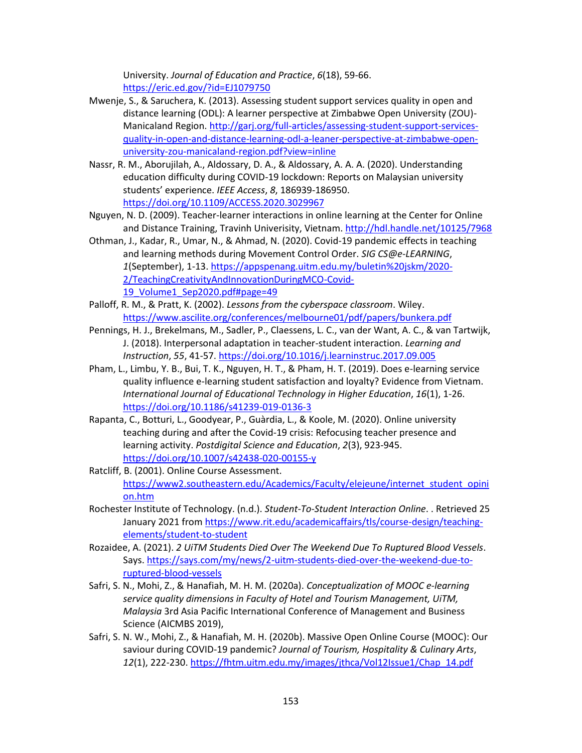University. *Journal of Education and Practice*, *6*(18), 59-66. https://eric.ed.gov/?id=EJ1079750

Mwenje, S., & Saruchera, K. (2013). Assessing student support services quality in open and distance learning (ODL): A learner perspective at Zimbabwe Open University (ZOU)-Manicaland Region. http://garj.org/full-articles/assessing-student-support-services-quality-in-open-and-distance-learning-odl-a-leaner-perspective-at-zimbabwe-open-university-zou-manicaland-region.pdf?view=inline

Nassr, R. M., Aborujilah, A., Aldossary, D. A., & Aldossary, A. A. A. (2020). Understanding education difficulty during COVID-19 lockdown: Reports on Malaysian university students' experience. *IEEE Access*, *8*, 186939-186950. https://doi.org/10.1109/ACCESS.2020.3029967

Nguyen, N. D. (2009). Teacher-learner interactions in online learning at the Center for Online and Distance Training, Travinh Univerisity, Vietnam. http://hdl.handle.net/10125/7968

Othman, J., Kadar, R., Umar, N., & Ahmad, N. (2020). Covid-19 pandemic effects in teaching and learning methods during Movement Control Order. *SIG CS@e-LEARNING*, *1*(September), 1-13. https://appspenang.uitm.edu.my/buletin%20jskm/2020-2/TeachingCreativityAndInnovationDuringMCO-Covid-19_Volume1_Sep2020.pdf#page=49

Palloff, R. M., & Pratt, K. (2002). *Lessons from the cyberspace classroom*. Wiley. https://www.ascilite.org/conferences/melbourne01/pdf/papers/bunkera.pdf

Pennings, H. J., Brekelmans, M., Sadler, P., Claessens, L. C., van der Want, A. C., & van Tartwijk, J. (2018). Interpersonal adaptation in teacher-student interaction. *Learning and Instruction*, *55*, 41-57. https://doi.org/10.1016/j.learninstruc.2017.09.005

Pham, L., Limbu, Y. B., Bui, T. K., Nguyen, H. T., & Pham, H. T. (2019). Does e-learning service quality influence e-learning student satisfaction and loyalty? Evidence from Vietnam. *International Journal of Educational Technology in Higher Education*, *16*(1), 1-26. https://doi.org/10.1186/s41239-019-0136-3

Rapanta, C., Botturi, L., Goodyear, P., Guàrdia, L., & Koole, M. (2020). Online university teaching during and after the Covid-19 crisis: Refocusing teacher presence and learning activity. *Postdigital Science and Education*, *2*(3), 923-945. https://doi.org/10.1007/s42438-020-00155-y

Ratcliff, B. (2001). Online Course Assessment. https://www2.southeastern.edu/Academics/Faculty/elejeune/internet_student_opinion.htm

Rochester Institute of Technology. (n.d.). *Student-To-Student Interaction Online*. . Retrieved 25 January 2021 from https://www.rit.edu/academicaffairs/tls/course-design/teaching-elements/student-to-student

Rozaidee, A. (2021). *2 UiTM Students Died Over The Weekend Due To Ruptured Blood Vessels*. Says. https://says.com/my/news/2-uitm-students-died-over-the-weekend-due-to-ruptured-blood-vessels

Safri, S. N., Mohi, Z., & Hanafiah, M. H. M. (2020a). *Conceptualization of MOOC e-learning service quality dimensions in Faculty of Hotel and Tourism Management, UiTM, Malaysia* 3rd Asia Pacific International Conference of Management and Business Science (AICMBS 2019),

Safri, S. N. W., Mohi, Z., & Hanafiah, M. H. (2020b). Massive Open Online Course (MOOC): Our saviour during COVID-19 pandemic? *Journal of Tourism, Hospitality & Culinary Arts*, *12*(1), 222-230. https://fhtm.uitm.edu.my/images/jthca/Vol12Issue1/Chap_14.pdf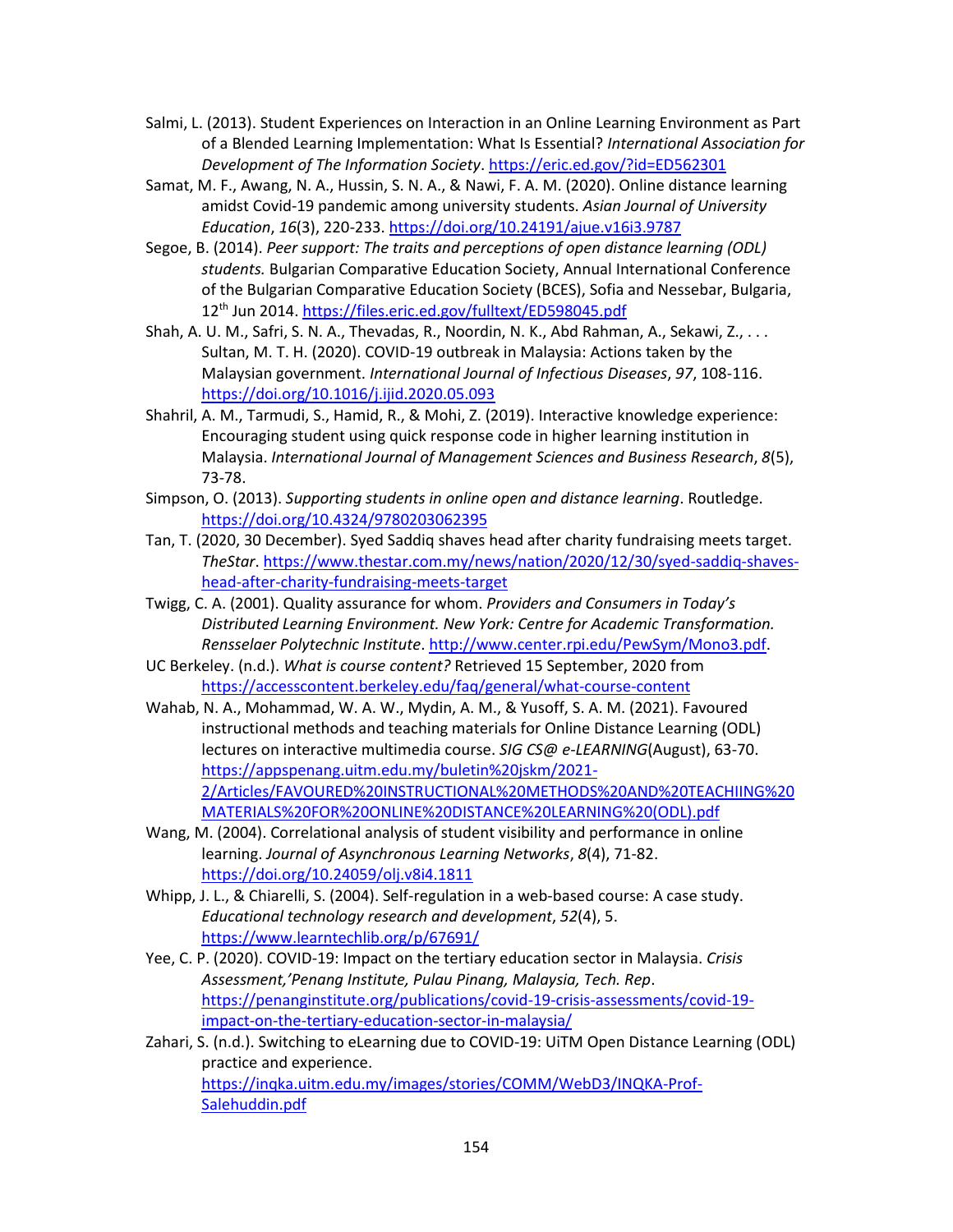Salmi, L. (2013). Student Experiences on Interaction in an Online Learning Environment as Part of a Blended Learning Implementation: What Is Essential? *International Association for Development of The Information Society*. https://eric.ed.gov/?id=ED562301

Samat, M. F., Awang, N. A., Hussin, S. N. A., & Nawi, F. A. M. (2020). Online distance learning amidst Covid-19 pandemic among university students. *Asian Journal of University Education*, *16*(3), 220-233. https://doi.org/10.24191/ajue.v16i3.9787

Segoe, B. (2014). *Peer support: The traits and perceptions of open distance learning (ODL) students.* Bulgarian Comparative Education Society, Annual International Conference of the Bulgarian Comparative Education Society (BCES), Sofia and Nessebar, Bulgaria, 12th Jun 2014. https://files.eric.ed.gov/fulltext/ED598045.pdf

Shah, A. U. M., Safri, S. N. A., Thevadas, R., Noordin, N. K., Abd Rahman, A., Sekawi, Z., . . . Sultan, M. T. H. (2020). COVID-19 outbreak in Malaysia: Actions taken by the Malaysian government. *International Journal of Infectious Diseases*, *97*, 108-116. https://doi.org/10.1016/j.ijid.2020.05.093

Shahril, A. M., Tarmudi, S., Hamid, R., & Mohi, Z. (2019). Interactive knowledge experience: Encouraging student using quick response code in higher learning institution in Malaysia. *International Journal of Management Sciences and Business Research*, *8*(5), 73-78.

Simpson, O. (2013). *Supporting students in online open and distance learning*. Routledge. https://doi.org/10.4324/9780203062395

Tan, T. (2020, 30 December). Syed Saddiq shaves head after charity fundraising meets target. *TheStar*. https://www.thestar.com.my/news/nation/2020/12/30/syed-saddiq-shaves-head-after-charity-fundraising-meets-target

Twigg, C. A. (2001). Quality assurance for whom. *Providers and Consumers in Today's Distributed Learning Environment. New York: Centre for Academic Transformation. Rensselaer Polytechnic Institute*. http://www.center.rpi.edu/PewSym/Mono3.pdf.

UC Berkeley. (n.d.). *What is course content?* Retrieved 15 September, 2020 from https://accesscontent.berkeley.edu/faq/general/what-course-content

Wahab, N. A., Mohammad, W. A. W., Mydin, A. M., & Yusoff, S. A. M. (2021). Favoured instructional methods and teaching materials for Online Distance Learning (ODL) lectures on interactive multimedia course. *SIG CS@ e-LEARNING*(August), 63-70. https://appspenang.uitm.edu.my/buletin%20jskm/2021-2/Articles/FAVOURED%20INSTRUCTIONAL%20METHODS%20AND%20TEACHIING%20MATERIALS%20FOR%20ONLINE%20DISTANCE%20LEARNING%20(ODL).pdf

Wang, M. (2004). Correlational analysis of student visibility and performance in online learning. *Journal of Asynchronous Learning Networks*, *8*(4), 71-82. https://doi.org/10.24059/olj.v8i4.1811

Whipp, J. L., & Chiarelli, S. (2004). Self-regulation in a web-based course: A case study. *Educational technology research and development*, *52*(4), 5. https://www.learntechlib.org/p/67691/

Yee, C. P. (2020). COVID-19: Impact on the tertiary education sector in Malaysia. *Crisis Assessment,'Penang Institute, Pulau Pinang, Malaysia, Tech. Rep*. https://penanginstitute.org/publications/covid-19-crisis-assessments/covid-19-impact-on-the-tertiary-education-sector-in-malaysia/

Zahari, S. (n.d.). Switching to eLearning due to COVID-19: UiTM Open Distance Learning (ODL) practice and experience. https://inqka.uitm.edu.my/images/stories/COMM/WebD3/INQKA-Prof-Salehuddin.pdf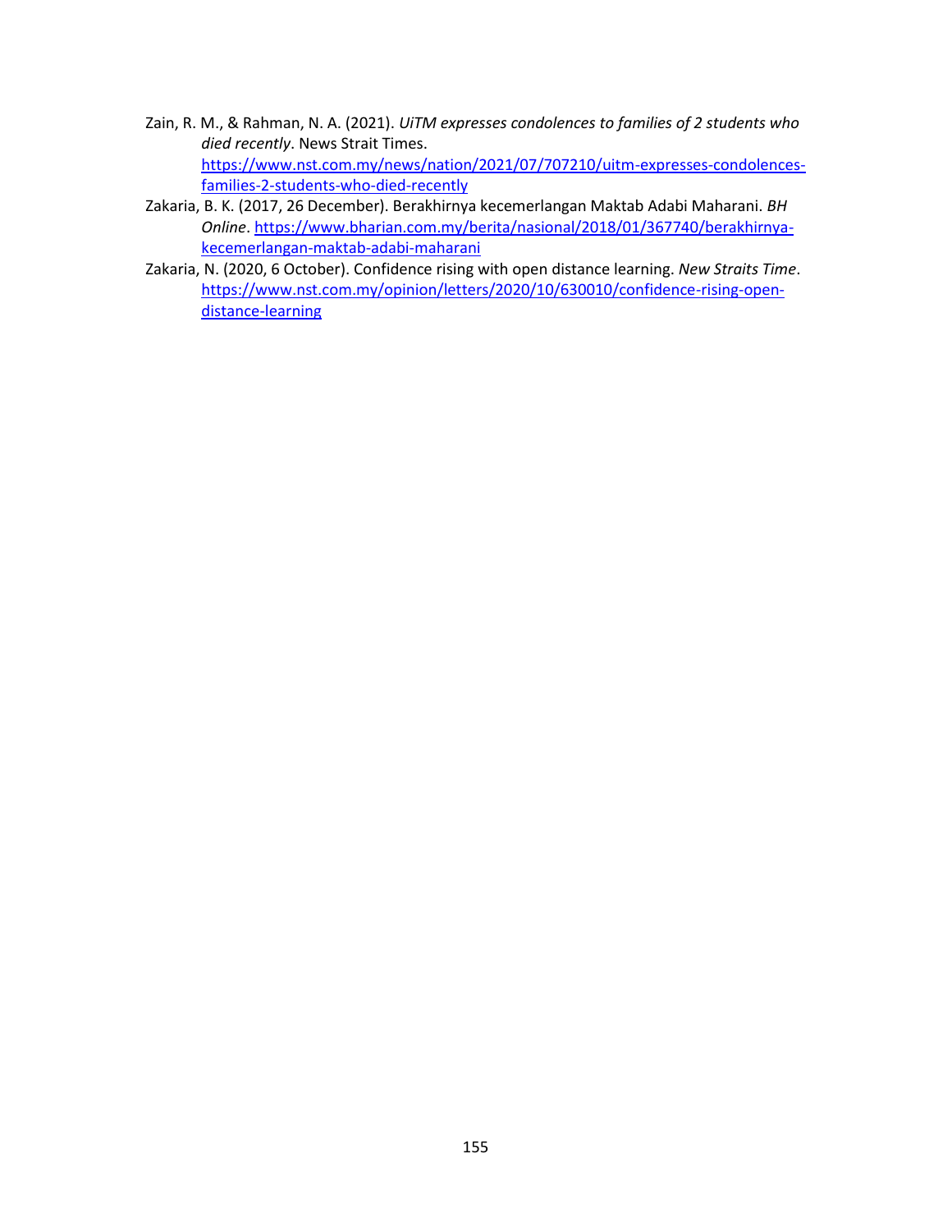Zain, R. M., & Rahman, N. A. (2021). *UiTM expresses condolences to families of 2 students who died recently*. News Strait Times. https://www.nst.com.my/news/nation/2021/07/707210/uitm-expresses-condolences-families-2-students-who-died-recently

Zakaria, B. K. (2017, 26 December). Berakhirnya kecemerlangan Maktab Adabi Maharani. *BH Online*. https://www.bharian.com.my/berita/nasional/2018/01/367740/berakhirnya-kecemerlangan-maktab-adabi-maharani

Zakaria, N. (2020, 6 October). Confidence rising with open distance learning. *New Straits Time*. https://www.nst.com.my/opinion/letters/2020/10/630010/confidence-rising-open-distance-learning